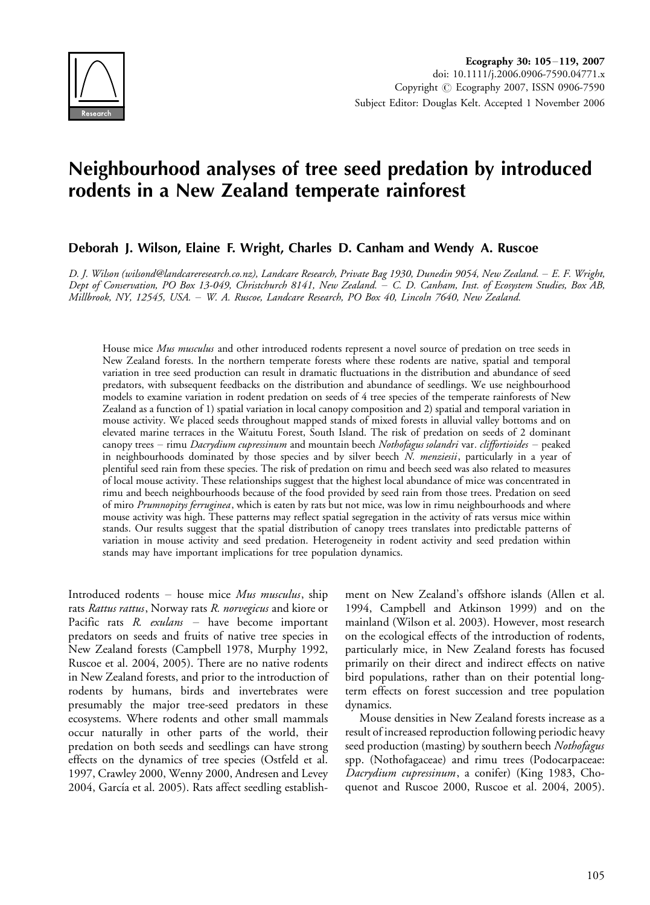Ecography 30: 105–119, 2007
doi: 10.1111/j.2006.0906-7590.04771.x
Copyright © Ecography 2007, ISSN 0906-7590
Subject Editor: Douglas Kelt. Accepted 1 November 2006

# Neighbourhood analyses of tree seed predation by introduced rodents in a New Zealand temperate rainforest

**Deborah J. Wilson, Elaine F. Wright, Charles D. Canham and Wendy A. Ruscoe**

*D. J. Wilson (wilsond@landcareresearch.co.nz), Landcare Research, Private Bag 1930, Dunedin 9054, New Zealand. – E. F. Wright, Dept of Conservation, PO Box 13-049, Christchurch 8141, New Zealand. – C. D. Canham, Inst. of Ecosystem Studies, Box AB, Millbrook, NY, 12545, USA. – W. A. Ruscoe, Landcare Research, PO Box 40, Lincoln 7640, New Zealand.*

House mice *Mus musculus* and other introduced rodents represent a novel source of predation on tree seeds in New Zealand forests. In the northern temperate forests where these rodents are native, spatial and temporal variation in tree seed production can result in dramatic fluctuations in the distribution and abundance of seed predators, with subsequent feedbacks on the distribution and abundance of seedlings. We use neighbourhood models to examine variation in rodent predation on seeds of 4 tree species of the temperate rainforests of New Zealand as a function of 1) spatial variation in local canopy composition and 2) spatial and temporal variation in mouse activity. We placed seeds throughout mapped stands of mixed forests in alluvial valley bottoms and on elevated marine terraces in the Waitutu Forest, South Island. The risk of predation on seeds of 2 dominant canopy trees – rimu *Dacrydium cupressinum* and mountain beech *Nothofagus solandri* var. *cliffortioides* – peaked in neighbourhoods dominated by those species and by silver beech *N. menziesii*, particularly in a year of plentiful seed rain from these species. The risk of predation on rimu and beech seed was also related to measures of local mouse activity. These relationships suggest that the highest local abundance of mice was concentrated in rimu and beech neighbourhoods because of the food provided by seed rain from those trees. Predation on seed of miro *Prumnopitys ferruginea*, which is eaten by rats but not mice, was low in rimu neighbourhoods and where mouse activity was high. These patterns may reflect spatial segregation in the activity of rats versus mice within stands. Our results suggest that the spatial distribution of canopy trees translates into predictable patterns of variation in mouse activity and seed predation. Heterogeneity in rodent activity and seed predation within stands may have important implications for tree population dynamics.

Introduced rodents – house mice *Mus musculus*, ship rats *Rattus rattus*, Norway rats *R. norvegicus* and kiore or Pacific rats *R. exulans* – have become important predators on seeds and fruits of native tree species in New Zealand forests (Campbell 1978, Murphy 1992, Ruscoe et al. 2004, 2005). There are no native rodents in New Zealand forests, and prior to the introduction of rodents by humans, birds and invertebrates were presumably the major tree-seed predators in these ecosystems. Where rodents and other small mammals occur naturally in other parts of the world, their predation on both seeds and seedlings can have strong effects on the dynamics of tree species (Ostfeld et al. 1997, Crawley 2000, Wenny 2000, Andresen and Levey 2004, García et al. 2005). Rats affect seedling establishment on New Zealand's offshore islands (Allen et al. 1994, Campbell and Atkinson 1999) and on the mainland (Wilson et al. 2003). However, most research on the ecological effects of the introduction of rodents, particularly mice, in New Zealand forests has focused primarily on their direct and indirect effects on native bird populations, rather than on their potential long-term effects on forest succession and tree population dynamics.

Mouse densities in New Zealand forests increase as a result of increased reproduction following periodic heavy seed production (masting) by southern beech *Nothofagus* spp. (Nothofagaceae) and rimu trees (Podocarpaceae: *Dacrydium cupressinum*, a conifer) (King 1983, Choquenot and Ruscoe 2000, Ruscoe et al. 2004, 2005).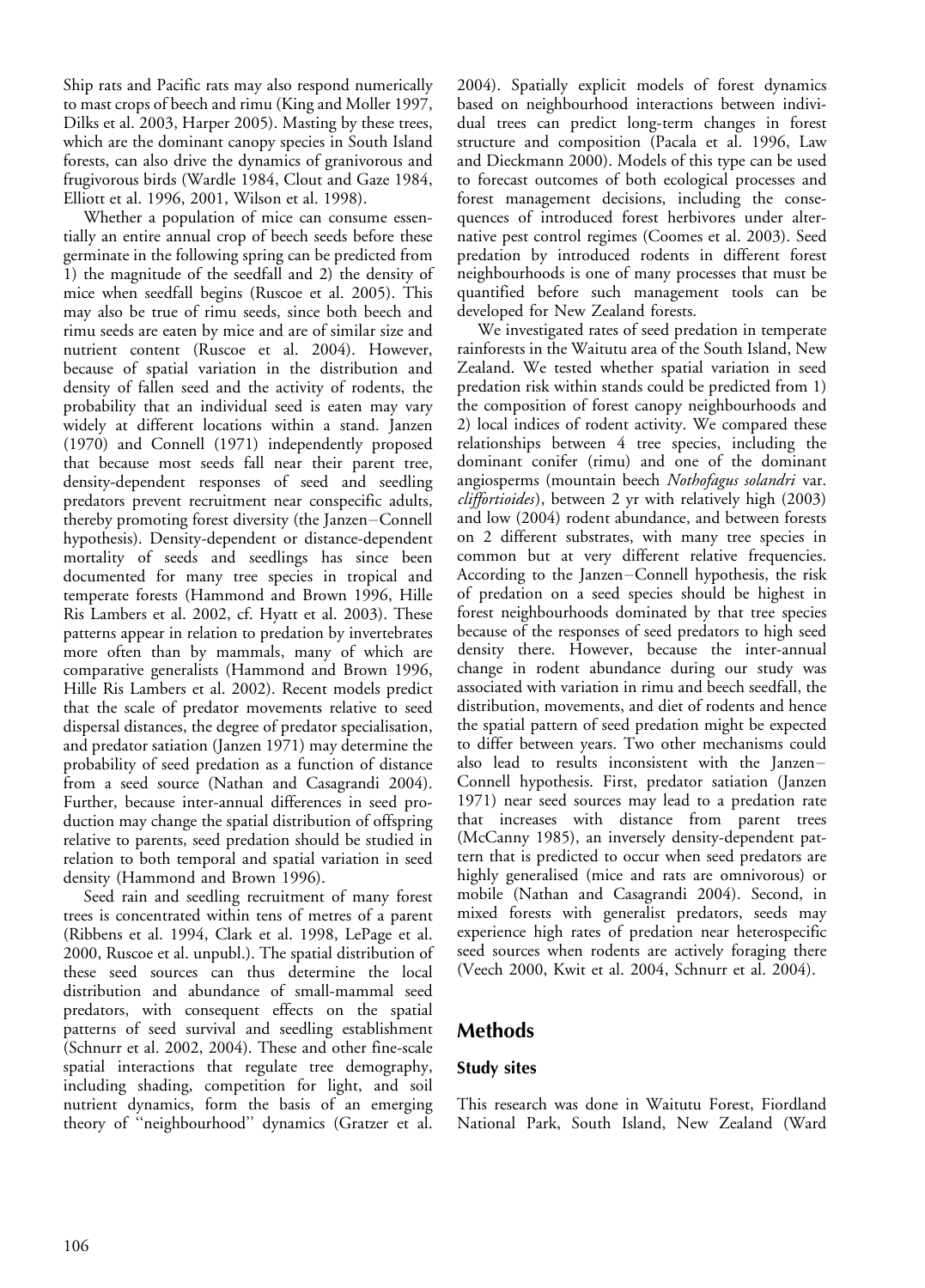Ship rats and Pacific rats may also respond numerically to mast crops of beech and rimu (King and Moller 1997, Dilks et al. 2003, Harper 2005). Masting by these trees, which are the dominant canopy species in South Island forests, can also drive the dynamics of granivorous and frugivorous birds (Wardle 1984, Clout and Gaze 1984, Elliott et al. 1996, 2001, Wilson et al. 1998).

Whether a population of mice can consume essentially an entire annual crop of beech seeds before these germinate in the following spring can be predicted from 1) the magnitude of the seedfall and 2) the density of mice when seedfall begins (Ruscoe et al. 2005). This may also be true of rimu seeds, since both beech and rimu seeds are eaten by mice and are of similar size and nutrient content (Ruscoe et al. 2004). However, because of spatial variation in the distribution and density of fallen seed and the activity of rodents, the probability that an individual seed is eaten may vary widely at different locations within a stand. Janzen (1970) and Connell (1971) independently proposed that because most seeds fall near their parent tree, density-dependent responses of seed and seedling predators prevent recruitment near conspecific adults, thereby promoting forest diversity (the Janzen–Connell hypothesis). Density-dependent or distance-dependent mortality of seeds and seedlings has since been documented for many tree species in tropical and temperate forests (Hammond and Brown 1996, Hille Ris Lambers et al. 2002, cf. Hyatt et al. 2003). These patterns appear in relation to predation by invertebrates more often than by mammals, many of which are comparative generalists (Hammond and Brown 1996, Hille Ris Lambers et al. 2002). Recent models predict that the scale of predator movements relative to seed dispersal distances, the degree of predator specialisation, and predator satiation (Janzen 1971) may determine the probability of seed predation as a function of distance from a seed source (Nathan and Casagrandi 2004). Further, because inter-annual differences in seed production may change the spatial distribution of offspring relative to parents, seed predation should be studied in relation to both temporal and spatial variation in seed density (Hammond and Brown 1996).

Seed rain and seedling recruitment of many forest trees is concentrated within tens of metres of a parent (Ribbens et al. 1994, Clark et al. 1998, LePage et al. 2000, Ruscoe et al. unpubl.). The spatial distribution of these seed sources can thus determine the local distribution and abundance of small-mammal seed predators, with consequent effects on the spatial patterns of seed survival and seedling establishment (Schnurr et al. 2002, 2004). These and other fine-scale spatial interactions that regulate tree demography, including shading, competition for light, and soil nutrient dynamics, form the basis of an emerging theory of "neighbourhood" dynamics (Gratzer et al. 2004). Spatially explicit models of forest dynamics based on neighbourhood interactions between individual trees can predict long-term changes in forest structure and composition (Pacala et al. 1996, Law and Dieckmann 2000). Models of this type can be used to forecast outcomes of both ecological processes and forest management decisions, including the consequences of introduced forest herbivores under alternative pest control regimes (Coomes et al. 2003). Seed predation by introduced rodents in different forest neighbourhoods is one of many processes that must be quantified before such management tools can be developed for New Zealand forests.

We investigated rates of seed predation in temperate rainforests in the Waitutu area of the South Island, New Zealand. We tested whether spatial variation in seed predation risk within stands could be predicted from 1) the composition of forest canopy neighbourhoods and 2) local indices of rodent activity. We compared these relationships between 4 tree species, including the dominant conifer (rimu) and one of the dominant angiosperms (mountain beech *Nothofagus solandri* var. *cliffortioides*), between 2 yr with relatively high (2003) and low (2004) rodent abundance, and between forests on 2 different substrates, with many tree species in common but at very different relative frequencies. According to the Janzen–Connell hypothesis, the risk of predation on a seed species should be highest in forest neighbourhoods dominated by that tree species because of the responses of seed predators to high seed density there. However, because the inter-annual change in rodent abundance during our study was associated with variation in rimu and beech seedfall, the distribution, movements, and diet of rodents and hence the spatial pattern of seed predation might be expected to differ between years. Two other mechanisms could also lead to results inconsistent with the Janzen–Connell hypothesis. First, predator satiation (Janzen 1971) near seed sources may lead to a predation rate that increases with distance from parent trees (McCanny 1985), an inversely density-dependent pattern that is predicted to occur when seed predators are highly generalised (mice and rats are omnivorous) or mobile (Nathan and Casagrandi 2004). Second, in mixed forests with generalist predators, seeds may experience high rates of predation near heterospecific seed sources when rodents are actively foraging there (Veech 2000, Kwit et al. 2004, Schnurr et al. 2004).

## Methods

### Study sites

This research was done in Waitutu Forest, Fiordland National Park, South Island, New Zealand (Ward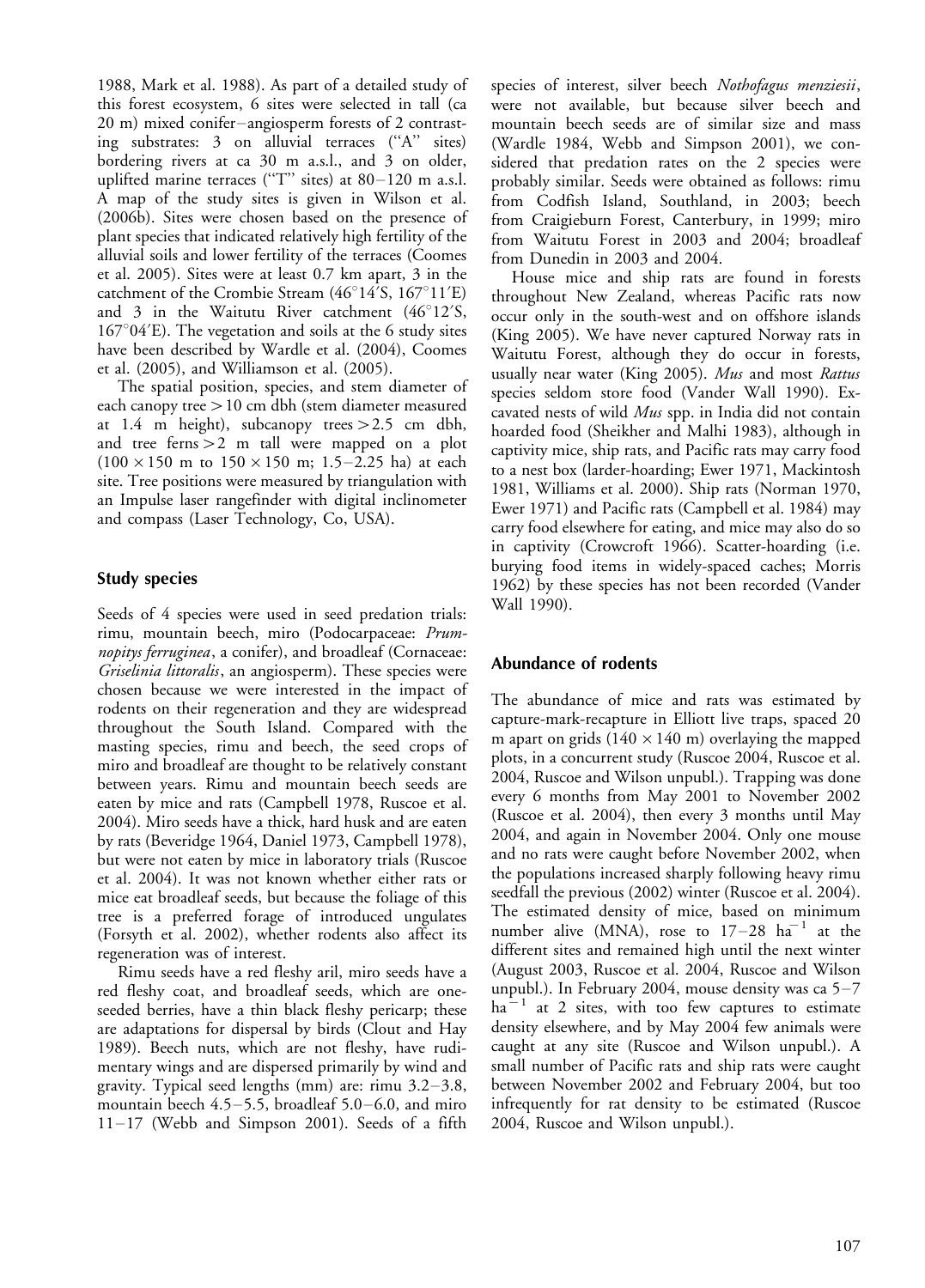1988, Mark et al. 1988). As part of a detailed study of this forest ecosystem, 6 sites were selected in tall (ca 20 m) mixed conifer–angiosperm forests of 2 contrasting substrates: 3 on alluvial terraces ("A" sites) bordering rivers at ca 30 m a.s.l., and 3 on older, uplifted marine terraces ("T" sites) at 80–120 m a.s.l. A map of the study sites is given in Wilson et al. (2006b). Sites were chosen based on the presence of plant species that indicated relatively high fertility of the alluvial soils and lower fertility of the terraces (Coomes et al. 2005). Sites were at least 0.7 km apart, 3 in the catchment of the Crombie Stream (46°14′S, 167°11′E) and 3 in the Waitutu River catchment (46°12′S, 167°04′E). The vegetation and soils at the 6 study sites have been described by Wardle et al. (2004), Coomes et al. (2005), and Williamson et al. (2005).

The spatial position, species, and stem diameter of each canopy tree > 10 cm dbh (stem diameter measured at 1.4 m height), subcanopy trees > 2.5 cm dbh, and tree ferns > 2 m tall were mapped on a plot ($100 \times 150$ m to $150 \times 150$ m; 1.5–2.25 ha) at each site. Tree positions were measured by triangulation with an Impulse laser rangefinder with digital inclinometer and compass (Laser Technology, Co, USA).

## Study species

Seeds of 4 species were used in seed predation trials: rimu, mountain beech, miro (Podocarpaceae: *Prumnopitys ferruginea*, a conifer), and broadleaf (Cornaceae: *Griselinia littoralis*, an angiosperm). These species were chosen because we were interested in the impact of rodents on their regeneration and they are widespread throughout the South Island. Compared with the masting species, rimu and beech, the seed crops of miro and broadleaf are thought to be relatively constant between years. Rimu and mountain beech seeds are eaten by mice and rats (Campbell 1978, Ruscoe et al. 2004). Miro seeds have a thick, hard husk and are eaten by rats (Beveridge 1964, Daniel 1973, Campbell 1978), but were not eaten by mice in laboratory trials (Ruscoe et al. 2004). It was not known whether either rats or mice eat broadleaf seeds, but because the foliage of this tree is a preferred forage of introduced ungulates (Forsyth et al. 2002), whether rodents also affect its regeneration was of interest.

Rimu seeds have a red fleshy aril, miro seeds have a red fleshy coat, and broadleaf seeds, which are one-seeded berries, have a thin black fleshy pericarp; these are adaptations for dispersal by birds (Clout and Hay 1989). Beech nuts, which are not fleshy, have rudimentary wings and are dispersed primarily by wind and gravity. Typical seed lengths (mm) are: rimu 3.2–3.8, mountain beech 4.5–5.5, broadleaf 5.0–6.0, and miro 11–17 (Webb and Simpson 2001). Seeds of a fifth species of interest, silver beech *Nothofagus menziesii*, were not available, but because silver beech and mountain beech seeds are of similar size and mass (Wardle 1984, Webb and Simpson 2001), we considered that predation rates on the 2 species were probably similar. Seeds were obtained as follows: rimu from Codfish Island, Southland, in 2003; beech from Craigieburn Forest, Canterbury, in 1999; miro from Waitutu Forest in 2003 and 2004; broadleaf from Dunedin in 2003 and 2004.

House mice and ship rats are found in forests throughout New Zealand, whereas Pacific rats now occur only in the south-west and on offshore islands (King 2005). We have never captured Norway rats in Waitutu Forest, although they do occur in forests, usually near water (King 2005). *Mus* and most *Rattus* species seldom store food (Vander Wall 1990). Excavated nests of wild *Mus* spp. in India did not contain hoarded food (Sheikher and Malhi 1983), although in captivity mice, ship rats, and Pacific rats may carry food to a nest box (larder-hoarding; Ewer 1971, Mackintosh 1981, Williams et al. 2000). Ship rats (Norman 1970, Ewer 1971) and Pacific rats (Campbell et al. 1984) may carry food elsewhere for eating, and mice may also do so in captivity (Crowcroft 1966). Scatter-hoarding (i.e. burying food items in widely-spaced caches; Morris 1962) by these species has not been recorded (Vander Wall 1990).

## Abundance of rodents

The abundance of mice and rats was estimated by capture-mark-recapture in Elliott live traps, spaced 20 m apart on grids ($140 \times 140$ m) overlaying the mapped plots, in a concurrent study (Ruscoe 2004, Ruscoe et al. 2004, Ruscoe and Wilson unpubl.). Trapping was done every 6 months from May 2001 to November 2002 (Ruscoe et al. 2004), then every 3 months until May 2004, and again in November 2004. Only one mouse and no rats were caught before November 2002, when the populations increased sharply following heavy rimu seedfall the previous (2002) winter (Ruscoe et al. 2004). The estimated density of mice, based on minimum number alive (MNA), rose to 17–28 $ha^{-1}$ at the different sites and remained high until the next winter (August 2003, Ruscoe et al. 2004, Ruscoe and Wilson unpubl.). In February 2004, mouse density was ca 5–7 $ha^{-1}$ at 2 sites, with too few captures to estimate density elsewhere, and by May 2004 few animals were caught at any site (Ruscoe and Wilson unpubl.). A small number of Pacific rats and ship rats were caught between November 2002 and February 2004, but too infrequently for rat density to be estimated (Ruscoe 2004, Ruscoe and Wilson unpubl.).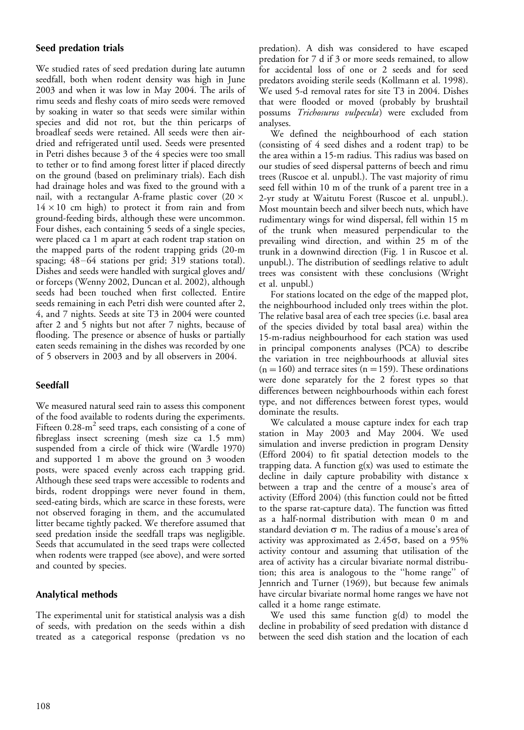### Seed predation trials

We studied rates of seed predation during late autumn seedfall, both when rodent density was high in June 2003 and when it was low in May 2004. The arils of rimu seeds and fleshy coats of miro seeds were removed by soaking in water so that seeds were similar within species and did not rot, but the thin pericarps of broadleaf seeds were retained. All seeds were then air-dried and refrigerated until used. Seeds were presented in Petri dishes because 3 of the 4 species were too small to tether or to find among forest litter if placed directly on the ground (based on preliminary trials). Each dish had drainage holes and was fixed to the ground with a nail, with a rectangular A-frame plastic cover ($20 \times 14 \times 10$ cm high) to protect it from rain and from ground-feeding birds, although these were uncommon. Four dishes, each containing 5 seeds of a single species, were placed ca 1 m apart at each rodent trap station on the mapped parts of the rodent trapping grids (20-m spacing; 48–64 stations per grid; 319 stations total). Dishes and seeds were handled with surgical gloves and/or forceps (Wenny 2002, Duncan et al. 2002), although seeds had been touched when first collected. Entire seeds remaining in each Petri dish were counted after 2, 4, and 7 nights. Seeds at site T3 in 2004 were counted after 2 and 5 nights but not after 7 nights, because of flooding. The presence or absence of husks or partially eaten seeds remaining in the dishes was recorded by one of 5 observers in 2003 and by all observers in 2004.

### Seedfall

We measured natural seed rain to assess this component of the food available to rodents during the experiments. Fifteen 0.28-$m^2$ seed traps, each consisting of a cone of fibreglass insect screening (mesh size ca 1.5 mm) suspended from a circle of thick wire (Wardle 1970) and supported 1 m above the ground on 3 wooden posts, were spaced evenly across each trapping grid. Although these seed traps were accessible to rodents and birds, rodent droppings were never found in them, seed-eating birds, which are scarce in these forests, were not observed foraging in them, and the accumulated litter became tightly packed. We therefore assumed that seed predation inside the seedfall traps was negligible. Seeds that accumulated in the seed traps were collected when rodents were trapped (see above), and were sorted and counted by species.

### Analytical methods

The experimental unit for statistical analysis was a dish of seeds, with predation on the seeds within a dish treated as a categorical response (predation vs no predation). A dish was considered to have escaped predation for 7 d if 3 or more seeds remained, to allow for accidental loss of one or 2 seeds and for seed predators avoiding sterile seeds (Kollmann et al. 1998). We used 5-d removal rates for site T3 in 2004. Dishes that were flooded or moved (probably by brushtail possums *Trichosurus vulpecula*) were excluded from analyses.

We defined the neighbourhood of each station (consisting of 4 seed dishes and a rodent trap) to be the area within a 15-m radius. This radius was based on our studies of seed dispersal patterns of beech and rimu trees (Ruscoe et al. unpubl.). The vast majority of rimu seed fell within 10 m of the trunk of a parent tree in a 2-yr study at Waitutu Forest (Ruscoe et al. unpubl.). Most mountain beech and silver beech nuts, which have rudimentary wings for wind dispersal, fell within 15 m of the trunk when measured perpendicular to the prevailing wind direction, and within 25 m of the trunk in a downwind direction (Fig. 1 in Ruscoe et al. unpubl.). The distribution of seedlings relative to adult trees was consistent with these conclusions (Wright et al. unpubl.)

For stations located on the edge of the mapped plot, the neighbourhood included only trees within the plot. The relative basal area of each tree species (i.e. basal area of the species divided by total basal area) within the 15-m-radius neighbourhood for each station was used in principal components analyses (PCA) to describe the variation in tree neighbourhoods at alluvial sites ($n = 160$) and terrace sites ($n = 159$). These ordinations were done separately for the 2 forest types so that differences between neighbourhoods within each forest type, and not differences between forest types, would dominate the results.

We calculated a mouse capture index for each trap station in May 2003 and May 2004. We used simulation and inverse prediction in program Density (Efford 2004) to fit spatial detection models to the trapping data. A function $g(x)$ was used to estimate the decline in daily capture probability with distance x between a trap and the centre of a mouse's area of activity (Efford 2004) (this function could not be fitted to the sparse rat-capture data). The function was fitted as a half-normal distribution with mean 0 m and standard deviation $\sigma$ m. The radius of a mouse's area of activity was approximated as $2.45\sigma$, based on a 95% activity contour and assuming that utilisation of the area of activity has a circular bivariate normal distribution; this area is analogous to the "home range" of Jennrich and Turner (1969), but because few animals have circular bivariate normal home ranges we have not called it a home range estimate.

We used this same function $g(d)$ to model the decline in probability of seed predation with distance d between the seed dish station and the location of each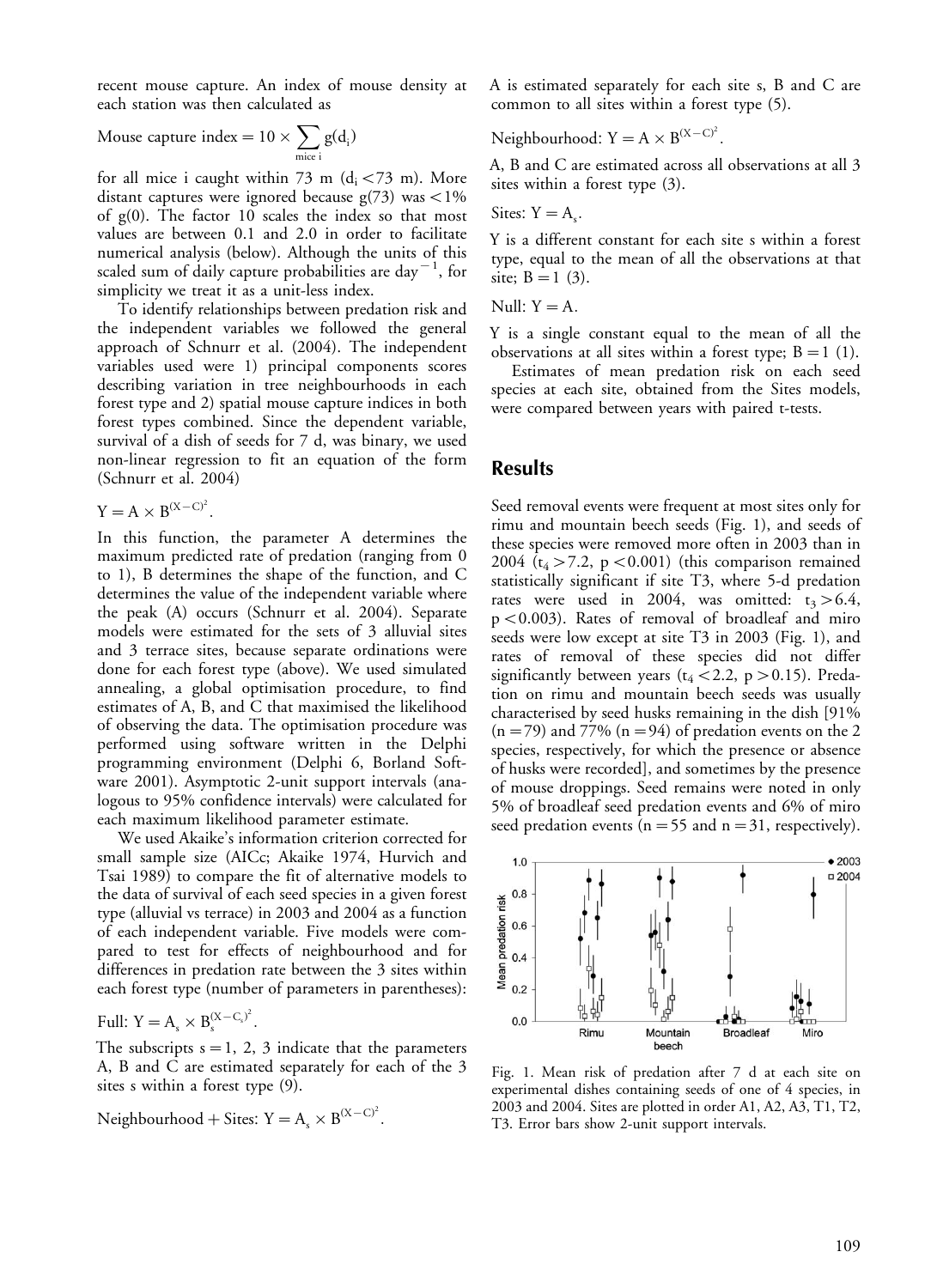recent mouse capture. An index of mouse density at each station was then calculated as

$$\text{Mouse capture index} = 10 \times \sum_{\text{mice i}} g(d_i)$$

for all mice i caught within 73 m ($d_i < 73$ m). More distant captures were ignored because g(73) was <1% of g(0). The factor 10 scales the index so that most values are between 0.1 and 2.0 in order to facilitate numerical analysis (below). Although the units of this scaled sum of daily capture probabilities are $\text{day}^{-1}$, for simplicity we treat it as a unit-less index.

To identify relationships between predation risk and the independent variables we followed the general approach of Schnurr et al. (2004). The independent variables used were 1) principal components scores describing variation in tree neighbourhoods in each forest type and 2) spatial mouse capture indices in both forest types combined. Since the dependent variable, survival of a dish of seeds for 7 d, was binary, we used non-linear regression to fit an equation of the form (Schnurr et al. 2004)

$$Y = A \times B^{(X-C)^2}.$$

In this function, the parameter A determines the maximum predicted rate of predation (ranging from 0 to 1), B determines the shape of the function, and C determines the value of the independent variable where the peak (A) occurs (Schnurr et al. 2004). Separate models were estimated for the sets of 3 alluvial sites and 3 terrace sites, because separate ordinations were done for each forest type (above). We used simulated annealing, a global optimisation procedure, to find estimates of A, B, and C that maximised the likelihood of observing the data. The optimisation procedure was performed using software written in the Delphi programming environment (Delphi 6, Borland Software 2001). Asymptotic 2-unit support intervals (analogous to 95% confidence intervals) were calculated for each maximum likelihood parameter estimate.

We used Akaike's information criterion corrected for small sample size (AICc; Akaike 1974, Hurvich and Tsai 1989) to compare the fit of alternative models to the data of survival of each seed species in a given forest type (alluvial vs terrace) in 2003 and 2004 as a function of each independent variable. Five models were compared to test for effects of neighbourhood and for differences in predation rate between the 3 sites within each forest type (number of parameters in parentheses):

Full: $Y = A_s \times B_s^{(X-C_s)^2}$.

The subscripts s = 1, 2, 3 indicate that the parameters A, B and C are estimated separately for each of the 3 sites s within a forest type (9).

Neighbourhood + Sites: $Y = A_s \times B^{(X-C)^2}$.

A is estimated separately for each site s, B and C are common to all sites within a forest type (5).

Neighbourhood: $Y = A \times B^{(X-C)^2}$.

A, B and C are estimated across all observations at all 3 sites within a forest type (3).

Sites: $Y = A_s$.

Y is a different constant for each site s within a forest type, equal to the mean of all the observations at that site; B = 1 (3).

Null: $Y = A$.

Y is a single constant equal to the mean of all the observations at all sites within a forest type; B = 1 (1).

Estimates of mean predation risk on each seed species at each site, obtained from the Sites models, were compared between years with paired t-tests.

## Results

Seed removal events were frequent at most sites only for rimu and mountain beech seeds (Fig. 1), and seeds of these species were removed more often in 2003 than in 2004 ($t_4 > 7.2$, $p < 0.001$) (this comparison remained statistically significant if site T3, where 5-d predation rates were used in 2004, was omitted: $t_3 > 6.4$, $p < 0.003$). Rates of removal of broadleaf and miro seeds were low except at site T3 in 2003 (Fig. 1), and rates of removal of these species did not differ significantly between years ($t_4 < 2.2$, $p > 0.15$). Predation on rimu and mountain beech seeds was usually characterised by seed husks remaining in the dish [91% (n = 79) and 77% (n = 94) of predation events on the 2 species, respectively, for which the presence or absence of husks were recorded], and sometimes by the presence of mouse droppings. Seed remains were noted in only 5% of broadleaf seed predation events and 6% of miro seed predation events (n = 55 and n = 31, respectively).

Fig. 1. Mean risk of predation after 7 d at each site on experimental dishes containing seeds of one of 4 species, in 2003 and 2004. Sites are plotted in order A1, A2, A3, T1, T2, T3. Error bars show 2-unit support intervals.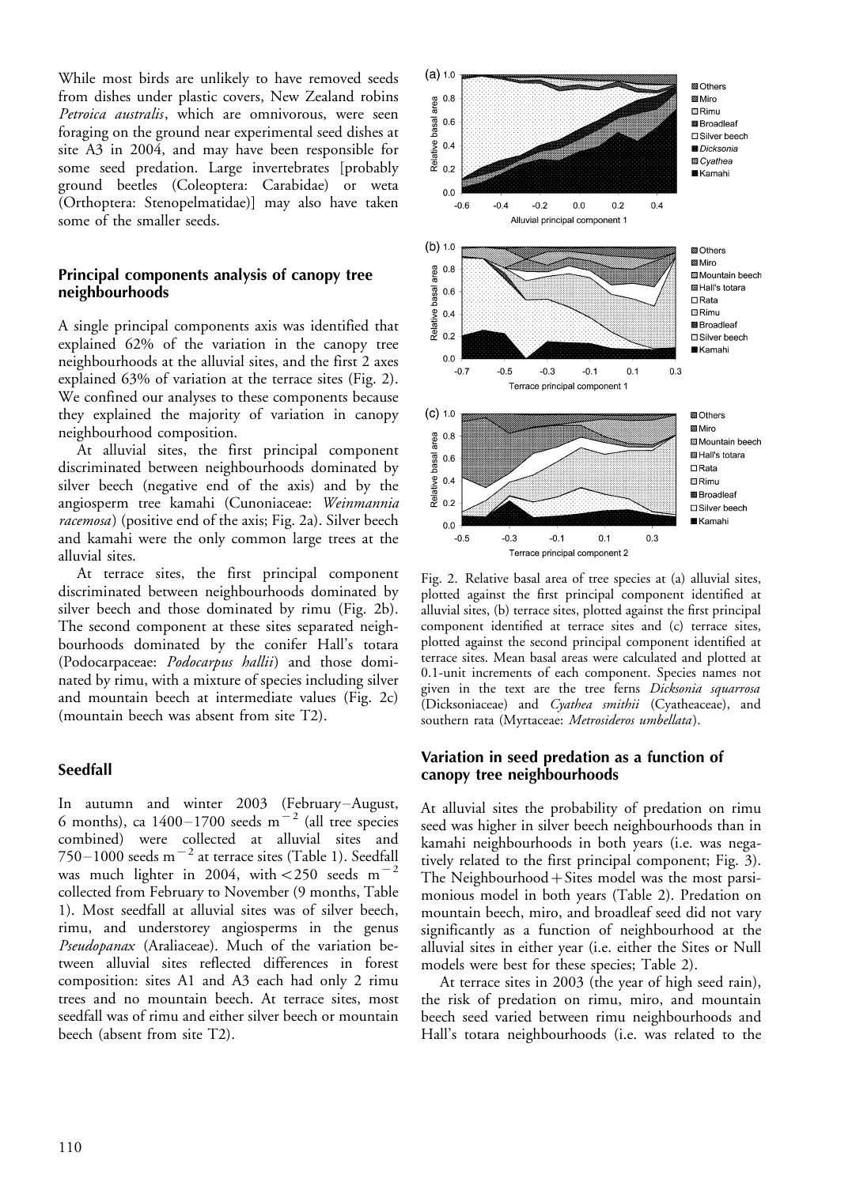While most birds are unlikely to have removed seeds from dishes under plastic covers, New Zealand robins *Petroica australis*, which are omnivorous, were seen foraging on the ground near experimental seed dishes at site A3 in 2004, and may have been responsible for some seed predation. Large invertebrates [probably ground beetles (Coleoptera: Carabidae) or weta (Orthoptera: Stenopelmatidae)] may also have taken some of the smaller seeds.

### Principal components analysis of canopy tree neighbourhoods

A single principal components axis was identified that explained 62% of the variation in the canopy tree neighbourhoods at the alluvial sites, and the first 2 axes explained 63% of variation at the terrace sites (Fig. 2). We confined our analyses to these components because they explained the majority of variation in canopy neighbourhood composition.

At alluvial sites, the first principal component discriminated between neighbourhoods dominated by silver beech (negative end of the axis) and by the angiosperm tree kamahi (Cunoniaceae: *Weinmannia racemosa*) (positive end of the axis; Fig. 2a). Silver beech and kamahi were the only common large trees at the alluvial sites.

At terrace sites, the first principal component discriminated between neighbourhoods dominated by silver beech and those dominated by rimu (Fig. 2b). The second component at these sites separated neighbourhoods dominated by the conifer Hall's totara (Podocarpaceae: *Podocarpus hallii*) and those dominated by rimu, with a mixture of species including silver and mountain beech at intermediate values (Fig. 2c) (mountain beech was absent from site T2).

Fig. 2. Relative basal area of tree species at (a) alluvial sites, plotted against the first principal component identified at alluvial sites, (b) terrace sites, plotted against the first principal component identified at terrace sites and (c) terrace sites, plotted against the second principal component identified at terrace sites. Mean basal areas were calculated and plotted at 0.1-unit increments of each component. Species names not given in the text are the tree ferns *Dicksonia squarrosa* (Dicksoniaceae) and *Cyathea smithii* (Cyatheaceae), and southern rata (Myrtaceae: *Metrosideros umbellata*).

### Seedfall

In autumn and winter 2003 (February–August, 6 months), ca 1400–1700 seeds $m^{-2}$ (all tree species combined) were collected at alluvial sites and 750–1000 seeds $m^{-2}$ at terrace sites (Table 1). Seedfall was much lighter in 2004, with <250 seeds $m^{-2}$ collected from February to November (9 months, Table 1). Most seedfall at alluvial sites was of silver beech, rimu, and understorey angiosperms in the genus *Pseudopanax* (Araliaceae). Much of the variation between alluvial sites reflected differences in forest composition: sites A1 and A3 each had only 2 rimu trees and no mountain beech. At terrace sites, most seedfall was of rimu and either silver beech or mountain beech (absent from site T2).

### Variation in seed predation as a function of canopy tree neighbourhoods

At alluvial sites the probability of predation on rimu seed was higher in silver beech neighbourhoods than in kamahi neighbourhoods in both years (i.e. was negatively related to the first principal component; Fig. 3). The Neighbourhood + Sites model was the most parsimonious model in both years (Table 2). Predation on mountain beech, miro, and broadleaf seed did not vary significantly as a function of neighbourhood at the alluvial sites in either year (i.e. either the Sites or Null models were best for these species; Table 2).

At terrace sites in 2003 (the year of high seed rain), the risk of predation on rimu, miro, and mountain beech seed varied between rimu neighbourhoods and Hall's totara neighbourhoods (i.e. was related to the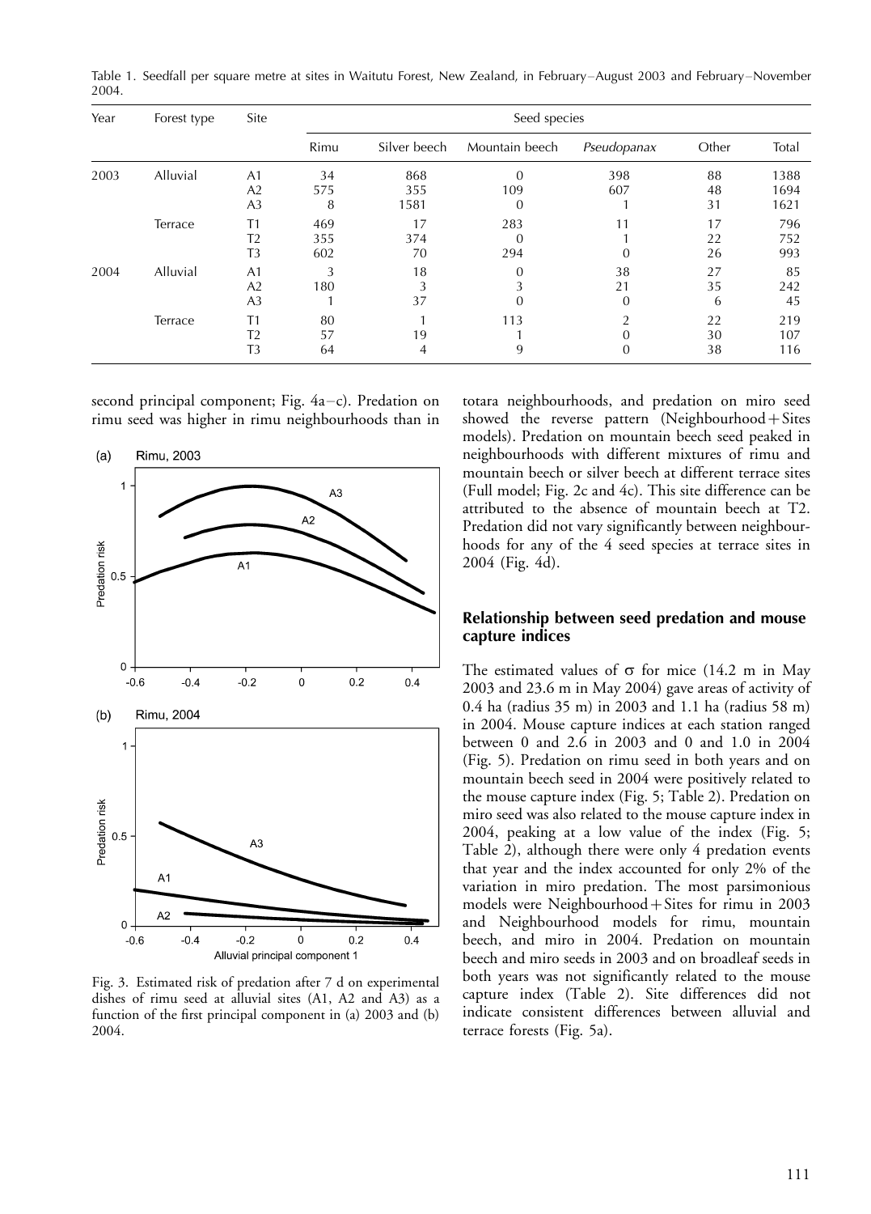Table 1. Seedfall per square metre at sites in Waitutu Forest, New Zealand, in February–August 2003 and February–November 2004.

| Year | Forest type | Site | Seed species | | | | | |
|---|---|---|---|---|---|---|---|---|
| | | | Rimu | Silver beech | Mountain beech | *Pseudopanax* | Other | Total |
| 2003 | Alluvial | A1 | 34 | 868 | 0 | 398 | 88 | 1388 |
| | | A2 | 575 | 355 | 109 | 607 | 48 | 1694 |
| | | A3 | 8 | 1581 | 0 | 1 | 31 | 1621 |
| | Terrace | T1 | 469 | 17 | 283 | 11 | 17 | 796 |
| | | T2 | 355 | 374 | 0 | 1 | 22 | 752 |
| | | T3 | 602 | 70 | 294 | 0 | 26 | 993 |
| 2004 | Alluvial | A1 | 3 | 18 | 0 | 38 | 27 | 85 |
| | | A2 | 180 | 3 | 3 | 21 | 35 | 242 |
| | | A3 | 1 | 37 | 0 | 0 | 6 | 45 |
| | Terrace | T1 | 80 | 1 | 113 | 2 | 22 | 219 |
| | | T2 | 57 | 19 | 1 | 0 | 30 | 107 |
| | | T3 | 64 | 4 | 9 | 0 | 38 | 116 |

second principal component; Fig. 4a–c). Predation on rimu seed was higher in rimu neighbourhoods than in totara neighbourhoods, and predation on miro seed showed the reverse pattern (Neighbourhood + Sites models). Predation on mountain beech seed peaked in neighbourhoods with different mixtures of rimu and mountain beech or silver beech at different terrace sites (Full model; Fig. 2c and 4c). This site difference can be attributed to the absence of mountain beech at T2. Predation did not vary significantly between neighbourhoods for any of the 4 seed species at terrace sites in 2004 (Fig. 4d).

Fig. 3. Estimated risk of predation after 7 d on experimental dishes of rimu seed at alluvial sites (A1, A2 and A3) as a function of the first principal component in (a) 2003 and (b) 2004.

## Relationship between seed predation and mouse capture indices

The estimated values of $\sigma$ for mice (14.2 m in May 2003 and 23.6 m in May 2004) gave areas of activity of 0.4 ha (radius 35 m) in 2003 and 1.1 ha (radius 58 m) in 2004. Mouse capture indices at each station ranged between 0 and 2.6 in 2003 and 0 and 1.0 in 2004 (Fig. 5). Predation on rimu seed in both years and on mountain beech seed in 2004 were positively related to the mouse capture index (Fig. 5; Table 2). Predation on miro seed was also related to the mouse capture index in 2004, peaking at a low value of the index (Fig. 5; Table 2), although there were only 4 predation events that year and the index accounted for only 2% of the variation in miro predation. The most parsimonious models were Neighbourhood + Sites for rimu in 2003 and Neighbourhood models for rimu, mountain beech, and miro in 2004. Predation on mountain beech and miro seeds in 2003 and on broadleaf seeds in both years was not significantly related to the mouse capture index (Table 2). Site differences did not indicate consistent differences between alluvial and terrace forests (Fig. 5a).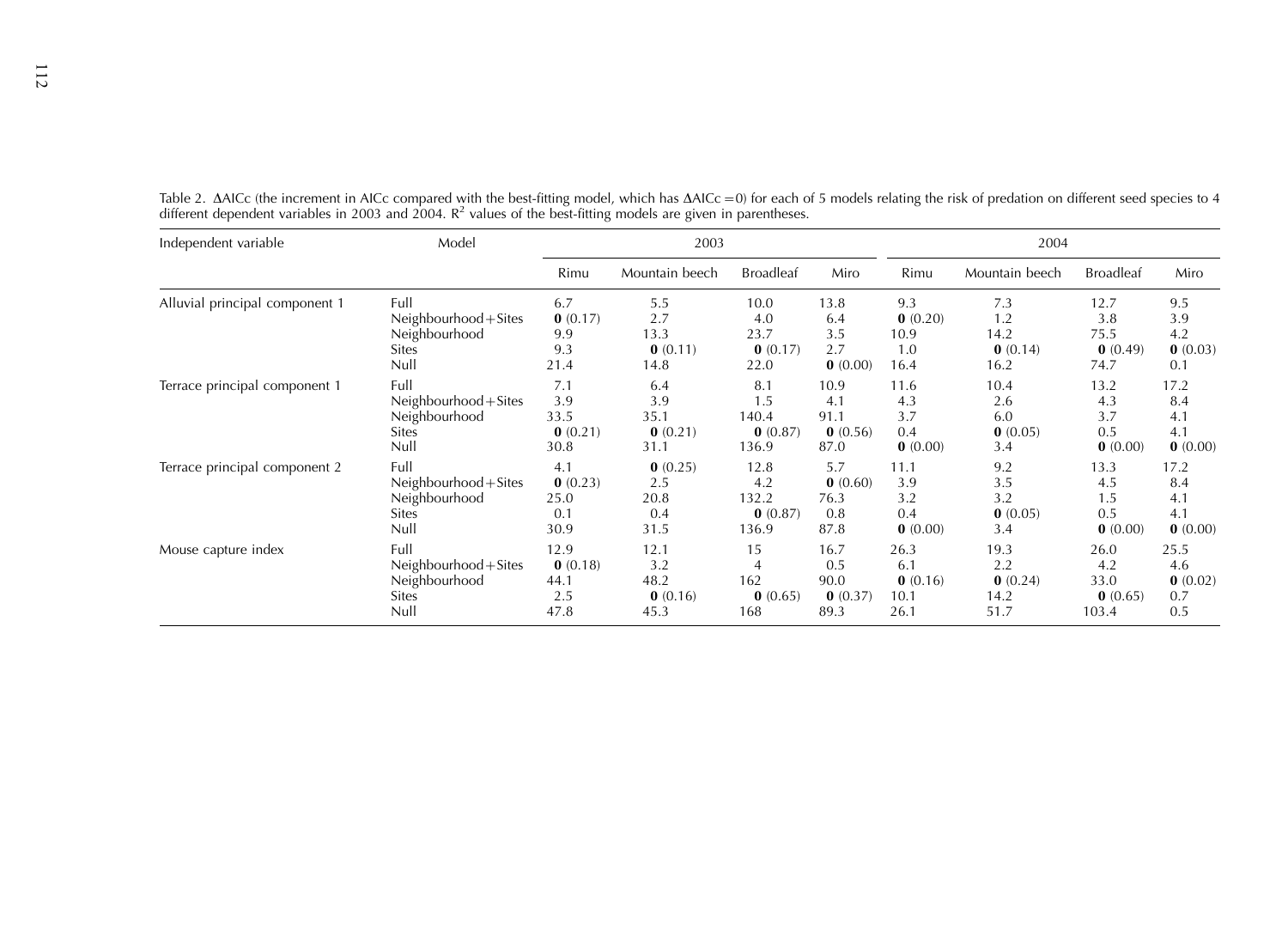Table 2. ΔAICc (the increment in AICc compared with the best-fitting model, which has ΔAICc = 0) for each of 5 models relating the risk of predation on different seed species to 4 different dependent variables in 2003 and 2004. $R^2$ values of the best-fitting models are given in parentheses.

| Independent variable | Model | 2003 | | | | 2004 | | | |
|---|---|---|---|---|---|---|---|---|---|
| | | Rimu | Mountain beech | Broadleaf | Miro | Rimu | Mountain beech | Broadleaf | Miro |
| Alluvial principal component 1 | Full | 6.7 | 5.5 | 10.0 | 13.8 | 9.3 | 7.3 | 12.7 | 9.5 |
| | Neighbourhood+Sites | **0** (0.17) | 2.7 | 4.0 | 6.4 | **0** (0.20) | 1.2 | 3.8 | 3.9 |
| | Neighbourhood | 9.9 | 13.3 | 23.7 | 3.5 | 10.9 | 14.2 | 75.5 | 4.2 |
| | Sites | 9.3 | **0** (0.11) | **0** (0.17) | 2.7 | 1.0 | **0** (0.14) | **0** (0.49) | **0** (0.03) |
| | Null | 21.4 | 14.8 | 22.0 | **0** (0.00) | 16.4 | 16.2 | 74.7 | 0.1 |
| Terrace principal component 1 | Full | 7.1 | 6.4 | 8.1 | 10.9 | 11.6 | 10.4 | 13.2 | 17.2 |
| | Neighbourhood+Sites | 3.9 | 3.9 | 1.5 | 4.1 | 4.3 | 2.6 | 4.3 | 8.4 |
| | Neighbourhood | 33.5 | 35.1 | 140.4 | 91.1 | 3.7 | 6.0 | 3.7 | 4.1 |
| | Sites | **0** (0.21) | **0** (0.21) | **0** (0.87) | **0** (0.56) | 0.4 | **0** (0.05) | 0.5 | 4.1 |
| | Null | 30.8 | 31.1 | 136.9 | 87.0 | **0** (0.00) | 3.4 | **0** (0.00) | **0** (0.00) |
| Terrace principal component 2 | Full | 4.1 | **0** (0.25) | 12.8 | 5.7 | 11.1 | 9.2 | 13.3 | 17.2 |
| | Neighbourhood+Sites | **0** (0.23) | 2.5 | 4.2 | **0** (0.60) | 3.9 | 3.5 | 4.5 | 8.4 |
| | Neighbourhood | 25.0 | 20.8 | 132.2 | 76.3 | 3.2 | 3.2 | 1.5 | 4.1 |
| | Sites | 0.1 | 0.4 | **0** (0.87) | 0.8 | 0.4 | **0** (0.05) | 0.5 | 4.1 |
| | Null | 30.9 | 31.5 | 136.9 | 87.8 | **0** (0.00) | 3.4 | **0** (0.00) | **0** (0.00) |
| Mouse capture index | Full | 12.9 | 12.1 | 15 | 16.7 | 26.3 | 19.3 | 26.0 | 25.5 |
| | Neighbourhood+Sites | **0** (0.18) | 3.2 | 4 | 0.5 | 6.1 | 2.2 | 4.2 | 4.6 |
| | Neighbourhood | 44.1 | 48.2 | 162 | 90.0 | **0** (0.16) | **0** (0.24) | 33.0 | **0** (0.02) |
| | Sites | 2.5 | **0** (0.16) | **0** (0.65) | **0** (0.37) | 10.1 | 14.2 | **0** (0.65) | 0.7 |
| | Null | 47.8 | 45.3 | 168 | 89.3 | 26.1 | 51.7 | 103.4 | 0.5 |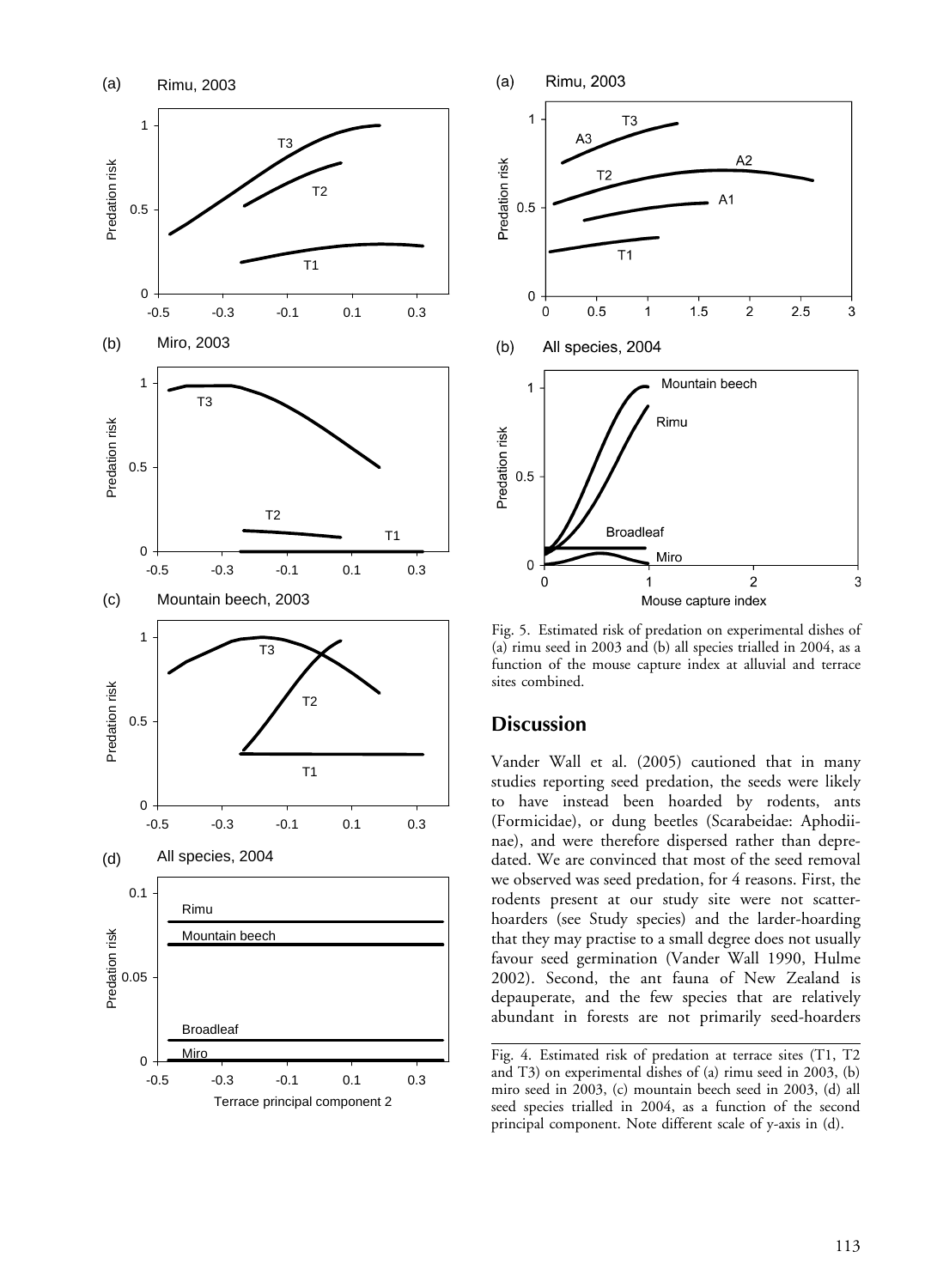Fig. 5. Estimated risk of predation on experimental dishes of (a) rimu seed in 2003 and (b) all species trialled in 2004, as a function of the mouse capture index at alluvial and terrace sites combined.

## Discussion

Vander Wall et al. (2005) cautioned that in many studies reporting seed predation, the seeds were likely to have instead been hoarded by rodents, ants (Formicidae), or dung beetles (Scarabeidae: Aphodiinae), and were therefore dispersed rather than depredated. We are convinced that most of the seed removal we observed was seed predation, for 4 reasons. First, the rodents present at our study site were not scatter-hoarders (see Study species) and the larder-hoarding that they may practise to a small degree does not usually favour seed germination (Vander Wall 1990, Hulme 2002). Second, the ant fauna of New Zealand is depauperate, and the few species that are relatively abundant in forests are not primarily seed-hoarders

Fig. 4. Estimated risk of predation at terrace sites (T1, T2 and T3) on experimental dishes of (a) rimu seed in 2003, (b) miro seed in 2003, (c) mountain beech seed in 2003, (d) all seed species trialled in 2004, as a function of the second principal component. Note different scale of y-axis in (d).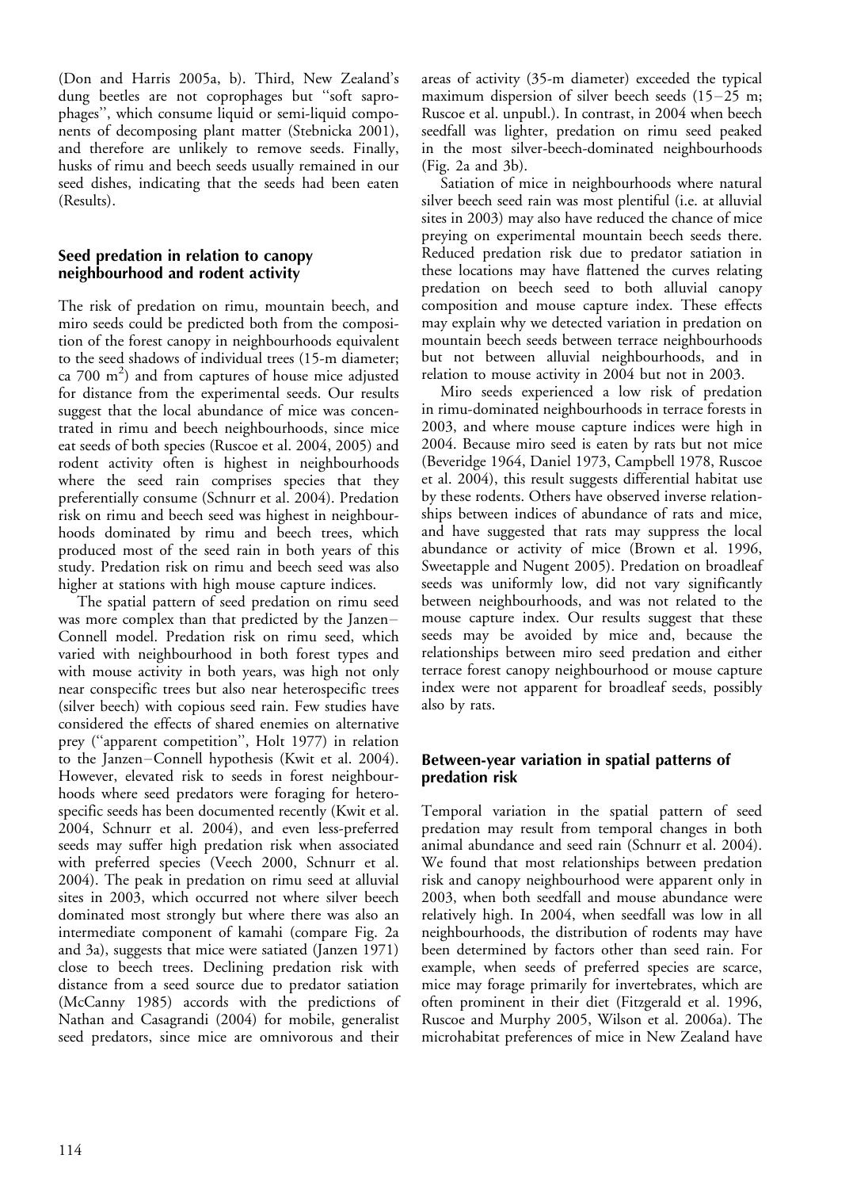(Don and Harris 2005a, b). Third, New Zealand's dung beetles are not coprophages but ''soft saprophages'', which consume liquid or semi-liquid components of decomposing plant matter (Stebnicka 2001), and therefore are unlikely to remove seeds. Finally, husks of rimu and beech seeds usually remained in our seed dishes, indicating that the seeds had been eaten (Results).

### Seed predation in relation to canopy neighbourhood and rodent activity

The risk of predation on rimu, mountain beech, and miro seeds could be predicted both from the composition of the forest canopy in neighbourhoods equivalent to the seed shadows of individual trees (15-m diameter; ca 700 $m^2$) and from captures of house mice adjusted for distance from the experimental seeds. Our results suggest that the local abundance of mice was concentrated in rimu and beech neighbourhoods, since mice eat seeds of both species (Ruscoe et al. 2004, 2005) and rodent activity often is highest in neighbourhoods where the seed rain comprises species that they preferentially consume (Schnurr et al. 2004). Predation risk on rimu and beech seed was highest in neighbourhoods dominated by rimu and beech trees, which produced most of the seed rain in both years of this study. Predation risk on rimu and beech seed was also higher at stations with high mouse capture indices.

The spatial pattern of seed predation on rimu seed was more complex than that predicted by the Janzen–Connell model. Predation risk on rimu seed, which varied with neighbourhood in both forest types and with mouse activity in both years, was high not only near conspecific trees but also near heterospecific trees (silver beech) with copious seed rain. Few studies have considered the effects of shared enemies on alternative prey (''apparent competition'', Holt 1977) in relation to the Janzen–Connell hypothesis (Kwit et al. 2004). However, elevated risk to seeds in forest neighbourhoods where seed predators were foraging for heterospecific seeds has been documented recently (Kwit et al. 2004, Schnurr et al. 2004), and even less-preferred seeds may suffer high predation risk when associated with preferred species (Veech 2000, Schnurr et al. 2004). The peak in predation on rimu seed at alluvial sites in 2003, which occurred not where silver beech dominated most strongly but where there was also an intermediate component of kamahi (compare Fig. 2a and 3a), suggests that mice were satiated (Janzen 1971) close to beech trees. Declining predation risk with distance from a seed source due to predator satiation (McCanny 1985) accords with the predictions of Nathan and Casagrandi (2004) for mobile, generalist seed predators, since mice are omnivorous and their areas of activity (35-m diameter) exceeded the typical maximum dispersion of silver beech seeds (15–25 m; Ruscoe et al. unpubl.). In contrast, in 2004 when beech seedfall was lighter, predation on rimu seed peaked in the most silver-beech-dominated neighbourhoods (Fig. 2a and 3b).

Satiation of mice in neighbourhoods where natural silver beech seed rain was most plentiful (i.e. at alluvial sites in 2003) may also have reduced the chance of mice preying on experimental mountain beech seeds there. Reduced predation risk due to predator satiation in these locations may have flattened the curves relating predation on beech seed to both alluvial canopy composition and mouse capture index. These effects may explain why we detected variation in predation on mountain beech seeds between terrace neighbourhoods but not between alluvial neighbourhoods, and in relation to mouse activity in 2004 but not in 2003.

Miro seeds experienced a low risk of predation in rimu-dominated neighbourhoods in terrace forests in 2003, and where mouse capture indices were high in 2004. Because miro seed is eaten by rats but not mice (Beveridge 1964, Daniel 1973, Campbell 1978, Ruscoe et al. 2004), this result suggests differential habitat use by these rodents. Others have observed inverse relationships between indices of abundance of rats and mice, and have suggested that rats may suppress the local abundance or activity of mice (Brown et al. 1996, Sweetapple and Nugent 2005). Predation on broadleaf seeds was uniformly low, did not vary significantly between neighbourhoods, and was not related to the mouse capture index. Our results suggest that these seeds may be avoided by mice and, because the relationships between miro seed predation and either terrace forest canopy neighbourhood or mouse capture index were not apparent for broadleaf seeds, possibly also by rats.

### Between-year variation in spatial patterns of predation risk

Temporal variation in the spatial pattern of seed predation may result from temporal changes in both animal abundance and seed rain (Schnurr et al. 2004). We found that most relationships between predation risk and canopy neighbourhood were apparent only in 2003, when both seedfall and mouse abundance were relatively high. In 2004, when seedfall was low in all neighbourhoods, the distribution of rodents may have been determined by factors other than seed rain. For example, when seeds of preferred species are scarce, mice may forage primarily for invertebrates, which are often prominent in their diet (Fitzgerald et al. 1996, Ruscoe and Murphy 2005, Wilson et al. 2006a). The microhabitat preferences of mice in New Zealand have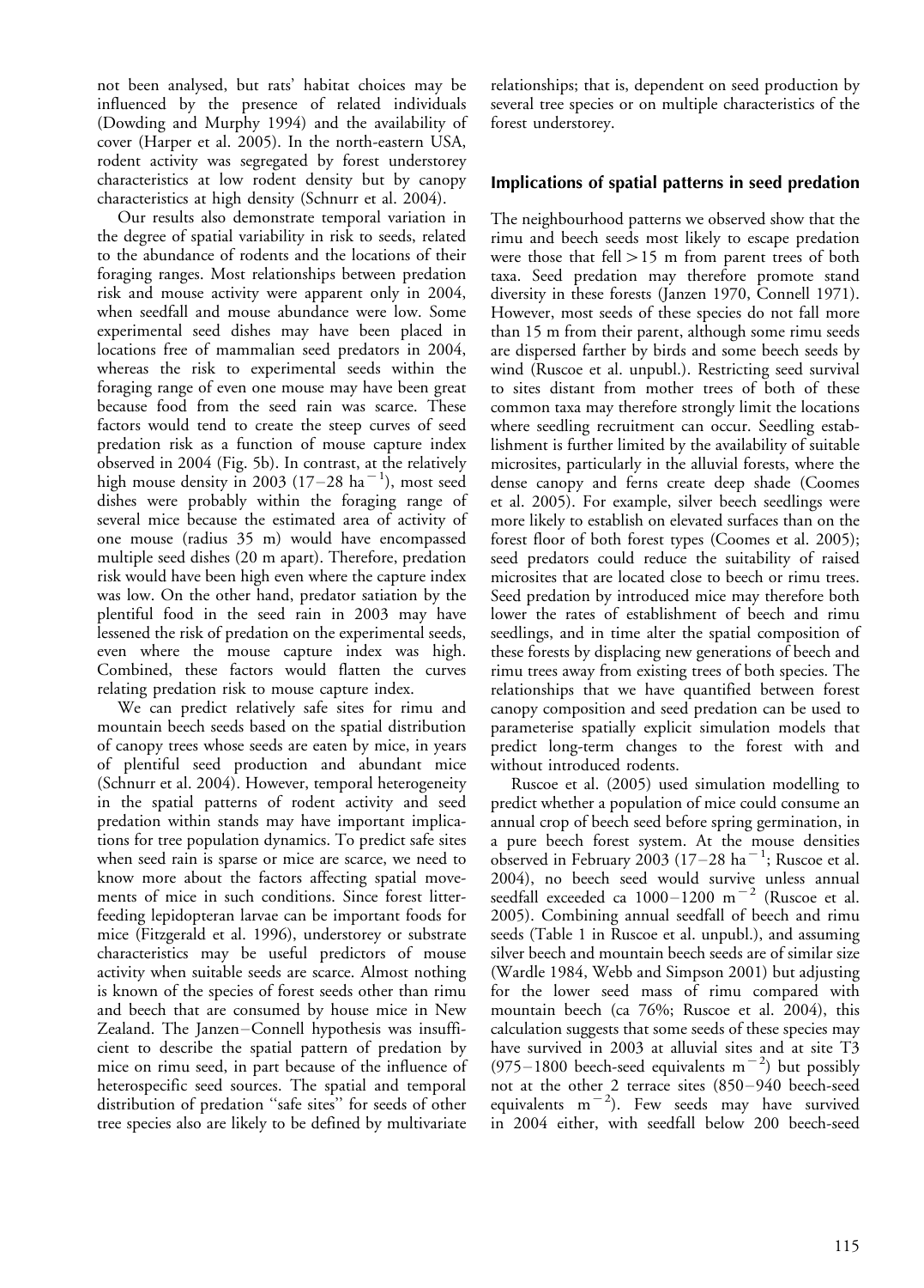not been analysed, but rats' habitat choices may be influenced by the presence of related individuals (Dowding and Murphy 1994) and the availability of cover (Harper et al. 2005). In the north-eastern USA, rodent activity was segregated by forest understorey characteristics at low rodent density but by canopy characteristics at high density (Schnurr et al. 2004).

Our results also demonstrate temporal variation in the degree of spatial variability in risk to seeds, related to the abundance of rodents and the locations of their foraging ranges. Most relationships between predation risk and mouse activity were apparent only in 2004, when seedfall and mouse abundance were low. Some experimental seed dishes may have been placed in locations free of mammalian seed predators in 2004, whereas the risk to experimental seeds within the foraging range of even one mouse may have been great because food from the seed rain was scarce. These factors would tend to create the steep curves of seed predation risk as a function of mouse capture index observed in 2004 (Fig. 5b). In contrast, at the relatively high mouse density in 2003 (17–28 $ha^{-1}$), most seed dishes were probably within the foraging range of several mice because the estimated area of activity of one mouse (radius 35 m) would have encompassed multiple seed dishes (20 m apart). Therefore, predation risk would have been high even where the capture index was low. On the other hand, predator satiation by the plentiful food in the seed rain in 2003 may have lessened the risk of predation on the experimental seeds, even where the mouse capture index was high. Combined, these factors would flatten the curves relating predation risk to mouse capture index.

We can predict relatively safe sites for rimu and mountain beech seeds based on the spatial distribution of canopy trees whose seeds are eaten by mice, in years of plentiful seed production and abundant mice (Schnurr et al. 2004). However, temporal heterogeneity in the spatial patterns of rodent activity and seed predation within stands may have important implications for tree population dynamics. To predict safe sites when seed rain is sparse or mice are scarce, we need to know more about the factors affecting spatial movements of mice in such conditions. Since forest litter-feeding lepidopteran larvae can be important foods for mice (Fitzgerald et al. 1996), understorey or substrate characteristics may be useful predictors of mouse activity when suitable seeds are scarce. Almost nothing is known of the species of forest seeds other than rimu and beech that are consumed by house mice in New Zealand. The Janzen–Connell hypothesis was insufficient to describe the spatial pattern of predation by mice on rimu seed, in part because of the influence of heterospecific seed sources. The spatial and temporal distribution of predation "safe sites" for seeds of other tree species also are likely to be defined by multivariate relationships; that is, dependent on seed production by several tree species or on multiple characteristics of the forest understorey.

## Implications of spatial patterns in seed predation

The neighbourhood patterns we observed show that the rimu and beech seeds most likely to escape predation were those that fell >15 m from parent trees of both taxa. Seed predation may therefore promote stand diversity in these forests (Janzen 1970, Connell 1971). However, most seeds of these species do not fall more than 15 m from their parent, although some rimu seeds are dispersed farther by birds and some beech seeds by wind (Ruscoe et al. unpubl.). Restricting seed survival to sites distant from mother trees of both of these common taxa may therefore strongly limit the locations where seedling recruitment can occur. Seedling establishment is further limited by the availability of suitable microsites, particularly in the alluvial forests, where the dense canopy and ferns create deep shade (Coomes et al. 2005). For example, silver beech seedlings were more likely to establish on elevated surfaces than on the forest floor of both forest types (Coomes et al. 2005); seed predators could reduce the suitability of raised microsites that are located close to beech or rimu trees. Seed predation by introduced mice may therefore both lower the rates of establishment of beech and rimu seedlings, and in time alter the spatial composition of these forests by displacing new generations of beech and rimu trees away from existing trees of both species. The relationships that we have quantified between forest canopy composition and seed predation can be used to parameterise spatially explicit simulation models that predict long-term changes to the forest with and without introduced rodents.

Ruscoe et al. (2005) used simulation modelling to predict whether a population of mice could consume an annual crop of beech seed before spring germination, in a pure beech forest system. At the mouse densities observed in February 2003 (17–28 $ha^{-1}$; Ruscoe et al. 2004), no beech seed would survive unless annual seedfall exceeded ca 1000–1200 $m^{-2}$ (Ruscoe et al. 2005). Combining annual seedfall of beech and rimu seeds (Table 1 in Ruscoe et al. unpubl.), and assuming silver beech and mountain beech seeds are of similar size (Wardle 1984, Webb and Simpson 2001) but adjusting for the lower seed mass of rimu compared with mountain beech (ca 76%; Ruscoe et al. 2004), this calculation suggests that some seeds of these species may have survived in 2003 at alluvial sites and at site T3 (975–1800 beech-seed equivalents $m^{-2}$) but possibly not at the other 2 terrace sites (850–940 beech-seed equivalents $m^{-2}$). Few seeds may have survived in 2004 either, with seedfall below 200 beech-seed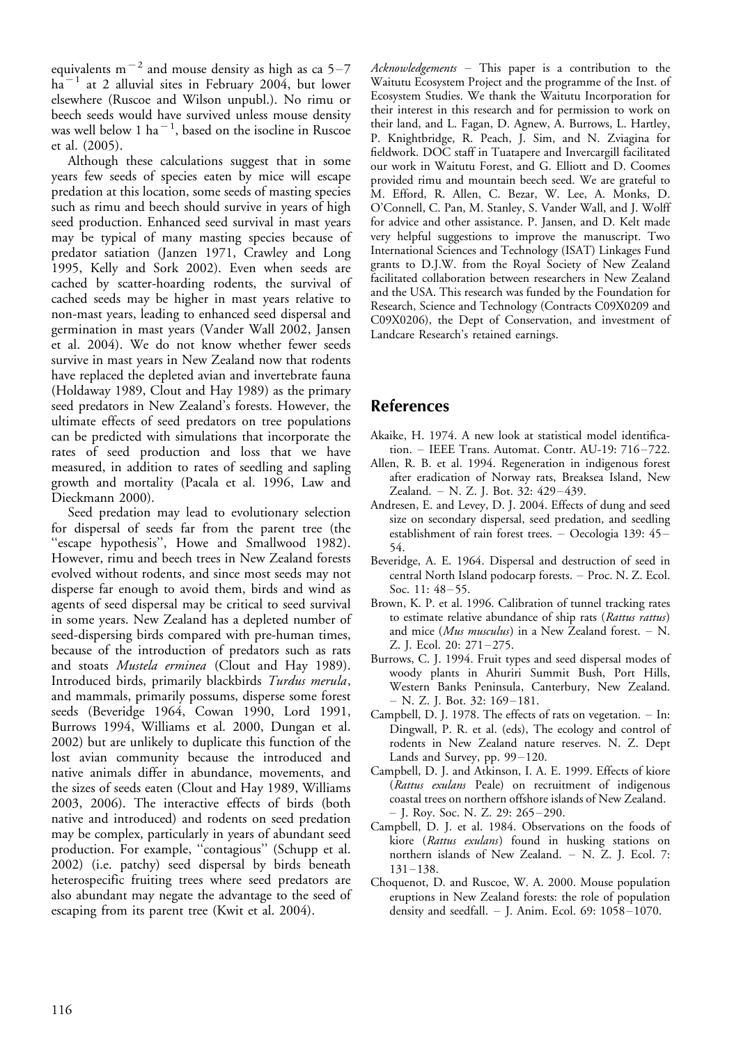equivalents $m^{-2}$ and mouse density as high as ca 5–7 $ha^{-1}$ at 2 alluvial sites in February 2004, but lower elsewhere (Ruscoe and Wilson unpubl.). No rimu or beech seeds would have survived unless mouse density was well below 1 $ha^{-1}$, based on the isocline in Ruscoe et al. (2005).

Although these calculations suggest that in some years few seeds of species eaten by mice will escape predation at this location, some seeds of masting species such as rimu and beech should survive in years of high seed production. Enhanced seed survival in mast years may be typical of many masting species because of predator satiation (Janzen 1971, Crawley and Long 1995, Kelly and Sork 2002). Even when seeds are cached by scatter-hoarding rodents, the survival of cached seeds may be higher in mast years relative to non-mast years, leading to enhanced seed dispersal and germination in mast years (Vander Wall 2002, Jansen et al. 2004). We do not know whether fewer seeds survive in mast years in New Zealand now that rodents have replaced the depleted avian and invertebrate fauna (Holdaway 1989, Clout and Hay 1989) as the primary seed predators in New Zealand's forests. However, the ultimate effects of seed predators on tree populations can be predicted with simulations that incorporate the rates of seed production and loss that we have measured, in addition to rates of seedling and sapling growth and mortality (Pacala et al. 1996, Law and Dieckmann 2000).

Seed predation may lead to evolutionary selection for dispersal of seeds far from the parent tree (the "escape hypothesis", Howe and Smallwood 1982). However, rimu and beech trees in New Zealand forests evolved without rodents, and since most seeds may not disperse far enough to avoid them, birds and wind as agents of seed dispersal may be critical to seed survival in some years. New Zealand has a depleted number of seed-dispersing birds compared with pre-human times, because of the introduction of predators such as rats and stoats *Mustela erminea* (Clout and Hay 1989). Introduced birds, primarily blackbirds *Turdus merula*, and mammals, primarily possums, disperse some forest seeds (Beveridge 1964, Cowan 1990, Lord 1991, Burrows 1994, Williams et al. 2000, Dungan et al. 2002) but are unlikely to duplicate this function of the lost avian community because the introduced and native animals differ in abundance, movements, and the sizes of seeds eaten (Clout and Hay 1989, Williams 2003, 2006). The interactive effects of birds (both native and introduced) and rodents on seed predation may be complex, particularly in years of abundant seed production. For example, "contagious" (Schupp et al. 2002) (i.e. patchy) seed dispersal by birds beneath heterospecific fruiting trees where seed predators are also abundant may negate the advantage to the seed of escaping from its parent tree (Kwit et al. 2004).

*Acknowledgements* – This paper is a contribution to the Waitutu Ecosystem Project and the programme of the Inst. of Ecosystem Studies. We thank the Waitutu Incorporation for their interest in this research and for permission to work on their land, and L. Fagan, D. Agnew, A. Burrows, L. Hartley, P. Knightbridge, R. Peach, J. Sim, and N. Zviagina for fieldwork. DOC staff in Tuatapere and Invercargill facilitated our work in Waitutu Forest, and G. Elliott and D. Coomes provided rimu and mountain beech seed. We are grateful to M. Efford, R. Allen, C. Bezar, W. Lee, A. Monks, D. O'Connell, C. Pan, M. Stanley, S. Vander Wall, and J. Wolff for advice and other assistance. P. Jansen, and D. Kelt made very helpful suggestions to improve the manuscript. Two International Sciences and Technology (ISAT) Linkages Fund grants to D.J.W. from the Royal Society of New Zealand facilitated collaboration between researchers in New Zealand and the USA. This research was funded by the Foundation for Research, Science and Technology (Contracts C09X0209 and C09X0206), the Dept of Conservation, and investment of Landcare Research's retained earnings.

## References

Akaike, H. 1974. A new look at statistical model identification. – IEEE Trans. Automat. Contr. AU-19: 716–722.

Allen, R. B. et al. 1994. Regeneration in indigenous forest after eradication of Norway rats, Breaksea Island, New Zealand. – N. Z. J. Bot. 32: 429–439.

Andresen, E. and Levey, D. J. 2004. Effects of dung and seed size on secondary dispersal, seed predation, and seedling establishment of rain forest trees. – Oecologia 139: 45–54.

Beveridge, A. E. 1964. Dispersal and destruction of seed in central North Island podocarp forests. – Proc. N. Z. Ecol. Soc. 11: 48–55.

Brown, K. P. et al. 1996. Calibration of tunnel tracking rates to estimate relative abundance of ship rats (*Rattus rattus*) and mice (*Mus musculus*) in a New Zealand forest. – N. Z. J. Ecol. 20: 271–275.

Burrows, C. J. 1994. Fruit types and seed dispersal modes of woody plants in Ahuriri Summit Bush, Port Hills, Western Banks Peninsula, Canterbury, New Zealand. – N. Z. J. Bot. 32: 169–181.

Campbell, D. J. 1978. The effects of rats on vegetation. – In: Dingwall, P. R. et al. (eds), The ecology and control of rodents in New Zealand nature reserves. N. Z. Dept Lands and Survey, pp. 99–120.

Campbell, D. J. and Atkinson, I. A. E. 1999. Effects of kiore (*Rattus exulans* Peale) on recruitment of indigenous coastal trees on northern offshore islands of New Zealand. – J. Roy. Soc. N. Z. 29: 265–290.

Campbell, D. J. et al. 1984. Observations on the foods of kiore (*Rattus exulans*) found in husking stations on northern islands of New Zealand. – N. Z. J. Ecol. 7: 131–138.

Choquenot, D. and Ruscoe, W. A. 2000. Mouse population eruptions in New Zealand forests: the role of population density and seedfall. – J. Anim. Ecol. 69: 1058–1070.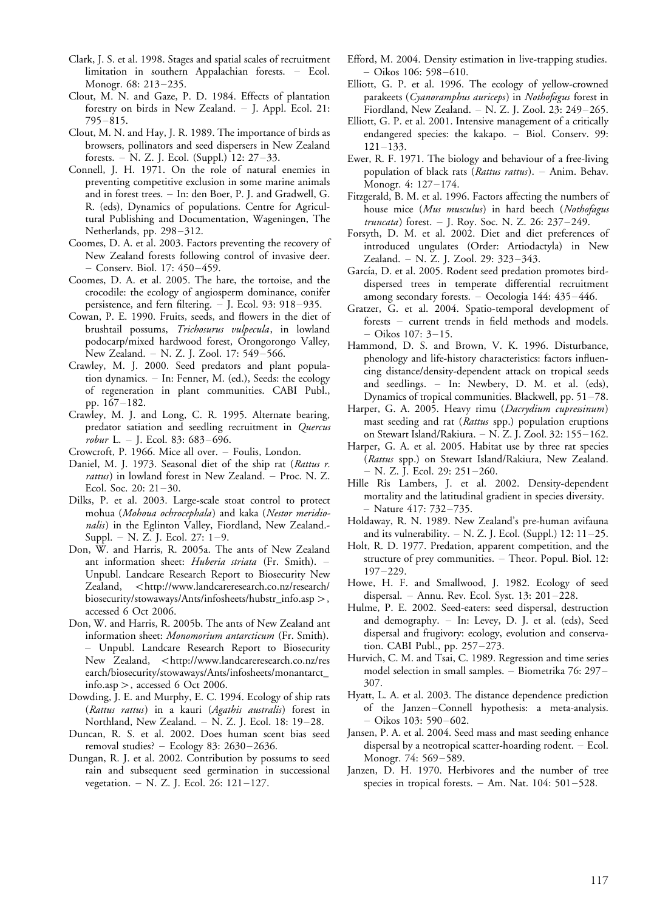Clark, J. S. et al. 1998. Stages and spatial scales of recruitment limitation in southern Appalachian forests. – Ecol. Monogr. 68: 213–235.

Clout, M. N. and Gaze, P. D. 1984. Effects of plantation forestry on birds in New Zealand. – J. Appl. Ecol. 21: 795–815.

Clout, M. N. and Hay, J. R. 1989. The importance of birds as browsers, pollinators and seed dispersers in New Zealand forests. – N. Z. J. Ecol. (Suppl.) 12: 27–33.

Connell, J. H. 1971. On the role of natural enemies in preventing competitive exclusion in some marine animals and in forest trees. – In: den Boer, P. J. and Gradwell, G. R. (eds), Dynamics of populations. Centre for Agricultural Publishing and Documentation, Wageningen, The Netherlands, pp. 298–312.

Coomes, D. A. et al. 2003. Factors preventing the recovery of New Zealand forests following control of invasive deer. – Conserv. Biol. 17: 450–459.

Coomes, D. A. et al. 2005. The hare, the tortoise, and the crocodile: the ecology of angiosperm dominance, conifer persistence, and fern filtering. – J. Ecol. 93: 918–935.

Cowan, P. E. 1990. Fruits, seeds, and flowers in the diet of brushtail possums, *Trichosurus vulpecula*, in lowland podocarp/mixed hardwood forest, Orongorongo Valley, New Zealand. – N. Z. J. Zool. 17: 549–566.

Crawley, M. J. 2000. Seed predators and plant population dynamics. – In: Fenner, M. (ed.), Seeds: the ecology of regeneration in plant communities. CABI Publ., pp. 167–182.

Crawley, M. J. and Long, C. R. 1995. Alternate bearing, predator satiation and seedling recruitment in *Quercus robur* L. – J. Ecol. 83: 683–696.

Crowcroft, P. 1966. Mice all over. – Foulis, London.

Daniel, M. J. 1973. Seasonal diet of the ship rat (*Rattus r. rattus*) in lowland forest in New Zealand. – Proc. N. Z. Ecol. Soc. 20: 21–30.

Dilks, P. et al. 2003. Large-scale stoat control to protect mohua (*Mohoua ochrocephala*) and kaka (*Nestor meridionalis*) in the Eglinton Valley, Fiordland, New Zealand.- Suppl. – N. Z. J. Ecol. 27: 1–9.

Don, W. and Harris, R. 2005a. The ants of New Zealand ant information sheet: *Huberia striata* (Fr. Smith). – Unpubl. Landcare Research Report to Biosecurity New Zealand, <http://www.landcareresearch.co.nz/research/biosecurity/stowaways/Ants/infosheets/hubstr_info.asp>, accessed 6 Oct 2006.

Don, W. and Harris, R. 2005b. The ants of New Zealand ant information sheet: *Monomorium antarcticum* (Fr. Smith). – Unpubl. Landcare Research Report to Biosecurity New Zealand, <http://www.landcareresearch.co.nz/research/biosecurity/stowaways/Ants/infosheets/monantarct_info.asp>, accessed 6 Oct 2006.

Dowding, J. E. and Murphy, E. C. 1994. Ecology of ship rats (*Rattus rattus*) in a kauri (*Agathis australis*) forest in Northland, New Zealand. – N. Z. J. Ecol. 18: 19–28.

Duncan, R. S. et al. 2002. Does human scent bias seed removal studies? – Ecology 83: 2630–2636.

Dungan, R. J. et al. 2002. Contribution by possums to seed rain and subsequent seed germination in successional vegetation. – N. Z. J. Ecol. 26: 121–127.

Efford, M. 2004. Density estimation in live-trapping studies. – Oikos 106: 598–610.

Elliott, G. P. et al. 1996. The ecology of yellow-crowned parakeets (*Cyanoramphus auriceps*) in *Nothofagus* forest in Fiordland, New Zealand. – N. Z. J. Zool. 23: 249–265.

Elliott, G. P. et al. 2001. Intensive management of a critically endangered species: the kakapo. – Biol. Conserv. 99: 121–133.

Ewer, R. F. 1971. The biology and behaviour of a free-living population of black rats (*Rattus rattus*). – Anim. Behav. Monogr. 4: 127–174.

Fitzgerald, B. M. et al. 1996. Factors affecting the numbers of house mice (*Mus musculus*) in hard beech (*Nothofagus truncata*) forest. – J. Roy. Soc. N. Z. 26: 237–249.

Forsyth, D. M. et al. 2002. Diet and diet preferences of introduced ungulates (Order: Artiodactyla) in New Zealand. – N. Z. J. Zool. 29: 323–343.

García, D. et al. 2005. Rodent seed predation promotes bird-dispersed trees in temperate differential recruitment among secondary forests. – Oecologia 144: 435–446.

Gratzer, G. et al. 2004. Spatio-temporal development of forests – current trends in field methods and models. – Oikos 107: 3–15.

Hammond, D. S. and Brown, V. K. 1996. Disturbance, phenology and life-history characteristics: factors influencing distance/density-dependent attack on tropical seeds and seedlings. – In: Newbery, D. M. et al. (eds), Dynamics of tropical communities. Blackwell, pp. 51–78.

Harper, G. A. 2005. Heavy rimu (*Dacrydium cupressinum*) mast seeding and rat (*Rattus* spp.) population eruptions on Stewart Island/Rakiura. – N. Z. J. Zool. 32: 155–162.

Harper, G. A. et al. 2005. Habitat use by three rat species (*Rattus* spp.) on Stewart Island/Rakiura, New Zealand. – N. Z. J. Ecol. 29: 251–260.

Hille Ris Lambers, J. et al. 2002. Density-dependent mortality and the latitudinal gradient in species diversity. – Nature 417: 732–735.

Holdaway, R. N. 1989. New Zealand's pre-human avifauna and its vulnerability. – N. Z. J. Ecol. (Suppl.) 12: 11–25.

Holt, R. D. 1977. Predation, apparent competition, and the structure of prey communities. – Theor. Popul. Biol. 12: 197–229.

Howe, H. F. and Smallwood, J. 1982. Ecology of seed dispersal. – Annu. Rev. Ecol. Syst. 13: 201–228.

Hulme, P. E. 2002. Seed-eaters: seed dispersal, destruction and demography. – In: Levey, D. J. et al. (eds), Seed dispersal and frugivory: ecology, evolution and conservation. CABI Publ., pp. 257–273.

Hurvich, C. M. and Tsai, C. 1989. Regression and time series model selection in small samples. – Biometrika 76: 297–307.

Hyatt, L. A. et al. 2003. The distance dependence prediction of the Janzen–Connell hypothesis: a meta-analysis. – Oikos 103: 590–602.

Jansen, P. A. et al. 2004. Seed mass and mast seeding enhance dispersal by a neotropical scatter-hoarding rodent. – Ecol. Monogr. 74: 569–589.

Janzen, D. H. 1970. Herbivores and the number of tree species in tropical forests. – Am. Nat. 104: 501–528.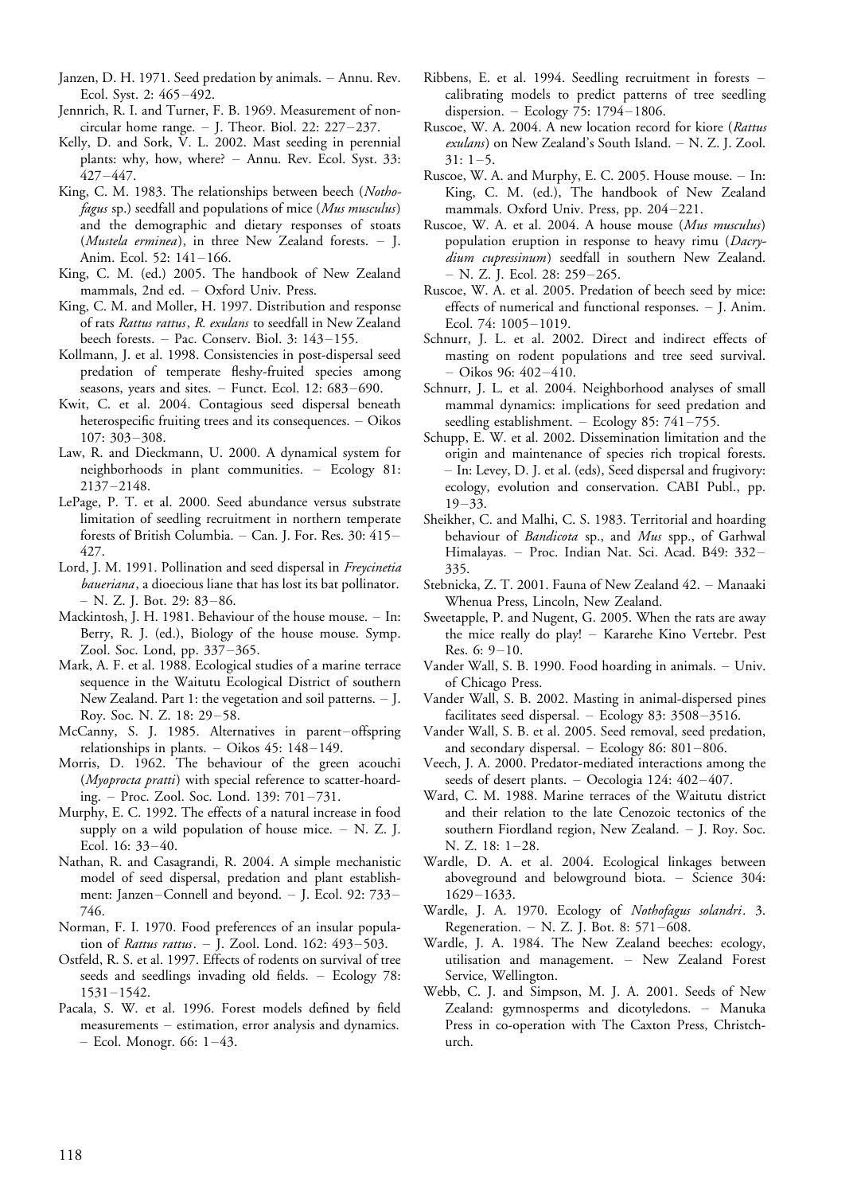Janzen, D. H. 1971. Seed predation by animals. – Annu. Rev. Ecol. Syst. 2: 465–492.

Jennrich, R. I. and Turner, F. B. 1969. Measurement of non-circular home range. – J. Theor. Biol. 22: 227–237.

Kelly, D. and Sork, V. L. 2002. Mast seeding in perennial plants: why, how, where? – Annu. Rev. Ecol. Syst. 33: 427–447.

King, C. M. 1983. The relationships between beech (*Nothofagus* sp.) seedfall and populations of mice (*Mus musculus*) and the demographic and dietary responses of stoats (*Mustela erminea*), in three New Zealand forests. – J. Anim. Ecol. 52: 141–166.

King, C. M. (ed.) 2005. The handbook of New Zealand mammals, 2nd ed. – Oxford Univ. Press.

King, C. M. and Moller, H. 1997. Distribution and response of rats *Rattus rattus*, *R. exulans* to seedfall in New Zealand beech forests. – Pac. Conserv. Biol. 3: 143–155.

Kollmann, J. et al. 1998. Consistencies in post-dispersal seed predation of temperate fleshy-fruited species among seasons, years and sites. – Funct. Ecol. 12: 683–690.

Kwit, C. et al. 2004. Contagious seed dispersal beneath heterospecific fruiting trees and its consequences. – Oikos 107: 303–308.

Law, R. and Dieckmann, U. 2000. A dynamical system for neighborhoods in plant communities. – Ecology 81: 2137–2148.

LePage, P. T. et al. 2000. Seed abundance versus substrate limitation of seedling recruitment in northern temperate forests of British Columbia. – Can. J. For. Res. 30: 415–427.

Lord, J. M. 1991. Pollination and seed dispersal in *Freycinetia baueriana*, a dioecious liane that has lost its bat pollinator. – N. Z. J. Bot. 29: 83–86.

Mackintosh, J. H. 1981. Behaviour of the house mouse. – In: Berry, R. J. (ed.), Biology of the house mouse. Symp. Zool. Soc. Lond, pp. 337–365.

Mark, A. F. et al. 1988. Ecological studies of a marine terrace sequence in the Waitutu Ecological District of southern New Zealand. Part 1: the vegetation and soil patterns. – J. Roy. Soc. N. Z. 18: 29–58.

McCanny, S. J. 1985. Alternatives in parent–offspring relationships in plants. – Oikos 45: 148–149.

Morris, D. 1962. The behaviour of the green acouchi (*Myoprocta pratti*) with special reference to scatter-hoarding. – Proc. Zool. Soc. Lond. 139: 701–731.

Murphy, E. C. 1992. The effects of a natural increase in food supply on a wild population of house mice. – N. Z. J. Ecol. 16: 33–40.

Nathan, R. and Casagrandi, R. 2004. A simple mechanistic model of seed dispersal, predation and plant establishment: Janzen–Connell and beyond. – J. Ecol. 92: 733–746.

Norman, F. I. 1970. Food preferences of an insular population of *Rattus rattus*. – J. Zool. Lond. 162: 493–503.

Ostfeld, R. S. et al. 1997. Effects of rodents on survival of tree seeds and seedlings invading old fields. – Ecology 78: 1531–1542.

Pacala, S. W. et al. 1996. Forest models defined by field measurements – estimation, error analysis and dynamics. – Ecol. Monogr. 66: 1–43.

Ribbens, E. et al. 1994. Seedling recruitment in forests – calibrating models to predict patterns of tree seedling dispersion. – Ecology 75: 1794–1806.

Ruscoe, W. A. 2004. A new location record for kiore (*Rattus exulans*) on New Zealand's South Island. – N. Z. J. Zool. 31: 1–5.

Ruscoe, W. A. and Murphy, E. C. 2005. House mouse. – In: King, C. M. (ed.), The handbook of New Zealand mammals. Oxford Univ. Press, pp. 204–221.

Ruscoe, W. A. et al. 2004. A house mouse (*Mus musculus*) population eruption in response to heavy rimu (*Dacrydium cupressinum*) seedfall in southern New Zealand. – N. Z. J. Ecol. 28: 259–265.

Ruscoe, W. A. et al. 2005. Predation of beech seed by mice: effects of numerical and functional responses. – J. Anim. Ecol. 74: 1005–1019.

Schnurr, J. L. et al. 2002. Direct and indirect effects of masting on rodent populations and tree seed survival. – Oikos 96: 402–410.

Schnurr, J. L. et al. 2004. Neighborhood analyses of small mammal dynamics: implications for seed predation and seedling establishment. – Ecology 85: 741–755.

Schupp, E. W. et al. 2002. Dissemination limitation and the origin and maintenance of species rich tropical forests. – In: Levey, D. J. et al. (eds), Seed dispersal and frugivory: ecology, evolution and conservation. CABI Publ., pp. 19–33.

Sheikher, C. and Malhi, C. S. 1983. Territorial and hoarding behaviour of *Bandicota* sp., and *Mus* spp., of Garhwal Himalayas. – Proc. Indian Nat. Sci. Acad. B49: 332–335.

Stebnicka, Z. T. 2001. Fauna of New Zealand 42. – Manaaki Whenua Press, Lincoln, New Zealand.

Sweetapple, P. and Nugent, G. 2005. When the rats are away the mice really do play! – Kararehe Kino Vertebr. Pest Res. 6: 9–10.

Vander Wall, S. B. 1990. Food hoarding in animals. – Univ. of Chicago Press.

Vander Wall, S. B. 2002. Masting in animal-dispersed pines facilitates seed dispersal. – Ecology 83: 3508–3516.

Vander Wall, S. B. et al. 2005. Seed removal, seed predation, and secondary dispersal. – Ecology 86: 801–806.

Veech, J. A. 2000. Predator-mediated interactions among the seeds of desert plants. – Oecologia 124: 402–407.

Ward, C. M. 1988. Marine terraces of the Waitutu district and their relation to the late Cenozoic tectonics of the southern Fiordland region, New Zealand. – J. Roy. Soc. N. Z. 18: 1–28.

Wardle, D. A. et al. 2004. Ecological linkages between aboveground and belowground biota. – Science 304: 1629–1633.

Wardle, J. A. 1970. Ecology of *Nothofagus solandri*. 3. Regeneration. – N. Z. J. Bot. 8: 571–608.

Wardle, J. A. 1984. The New Zealand beeches: ecology, utilisation and management. – New Zealand Forest Service, Wellington.

Webb, C. J. and Simpson, M. J. A. 2001. Seeds of New Zealand: gymnosperms and dicotyledons. – Manuka Press in co-operation with The Caxton Press, Christchurch.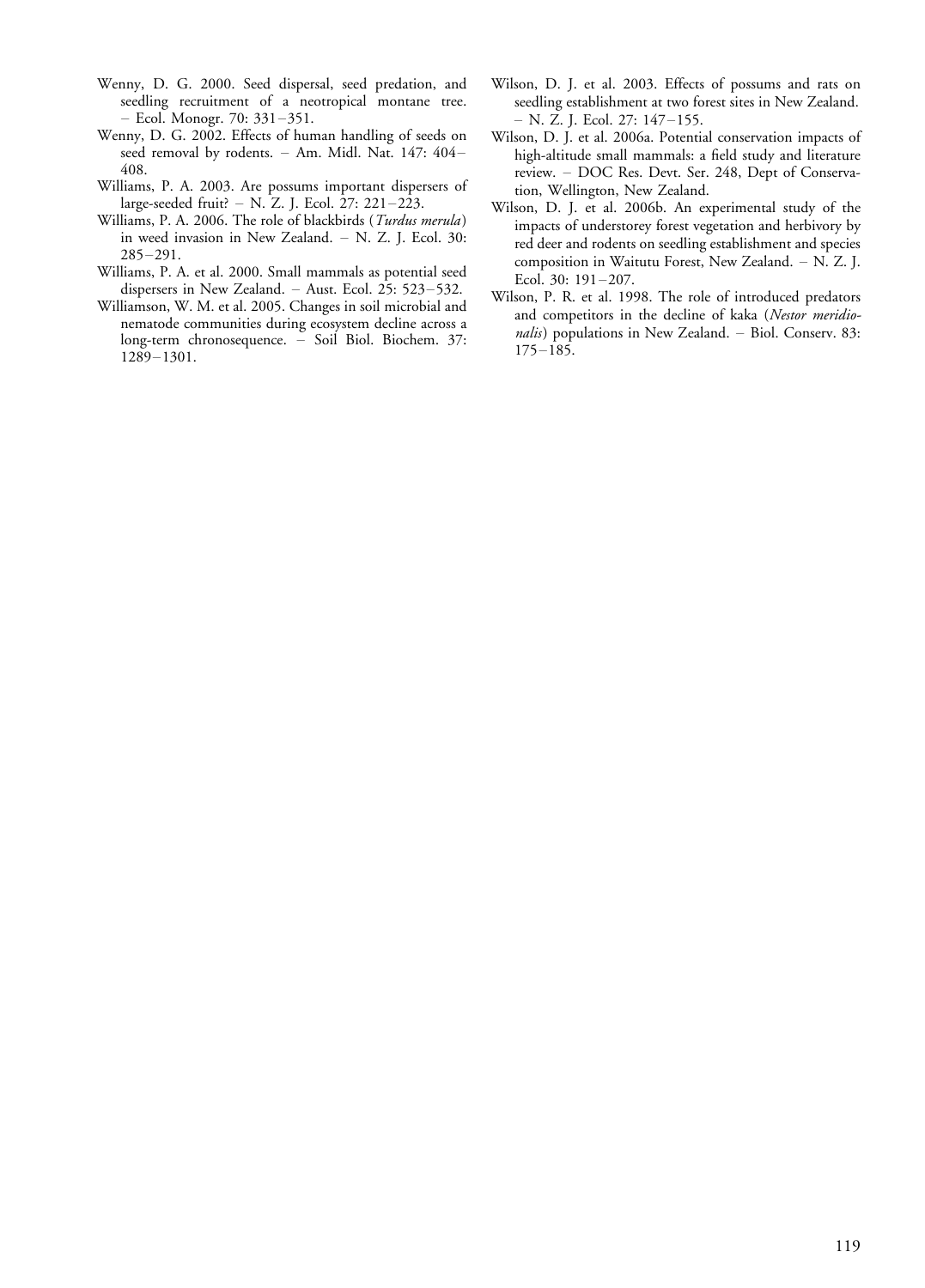Wenny, D. G. 2000. Seed dispersal, seed predation, and seedling recruitment of a neotropical montane tree. – Ecol. Monogr. 70: 331–351.

Wenny, D. G. 2002. Effects of human handling of seeds on seed removal by rodents. – Am. Midl. Nat. 147: 404–408.

Williams, P. A. 2003. Are possums important dispersers of large-seeded fruit? – N. Z. J. Ecol. 27: 221–223.

Williams, P. A. 2006. The role of blackbirds (*Turdus merula*) in weed invasion in New Zealand. – N. Z. J. Ecol. 30: 285–291.

Williams, P. A. et al. 2000. Small mammals as potential seed dispersers in New Zealand. – Aust. Ecol. 25: 523–532.

Williamson, W. M. et al. 2005. Changes in soil microbial and nematode communities during ecosystem decline across a long-term chronosequence. – Soil Biol. Biochem. 37: 1289–1301.

Wilson, D. J. et al. 2003. Effects of possums and rats on seedling establishment at two forest sites in New Zealand. – N. Z. J. Ecol. 27: 147–155.

Wilson, D. J. et al. 2006a. Potential conservation impacts of high-altitude small mammals: a field study and literature review. – DOC Res. Devt. Ser. 248, Dept of Conservation, Wellington, New Zealand.

Wilson, D. J. et al. 2006b. An experimental study of the impacts of understorey forest vegetation and herbivory by red deer and rodents on seedling establishment and species composition in Waitutu Forest, New Zealand. – N. Z. J. Ecol. 30: 191–207.

Wilson, P. R. et al. 1998. The role of introduced predators and competitors in the decline of kaka (*Nestor meridionalis*) populations in New Zealand. – Biol. Conserv. 83: 175–185.